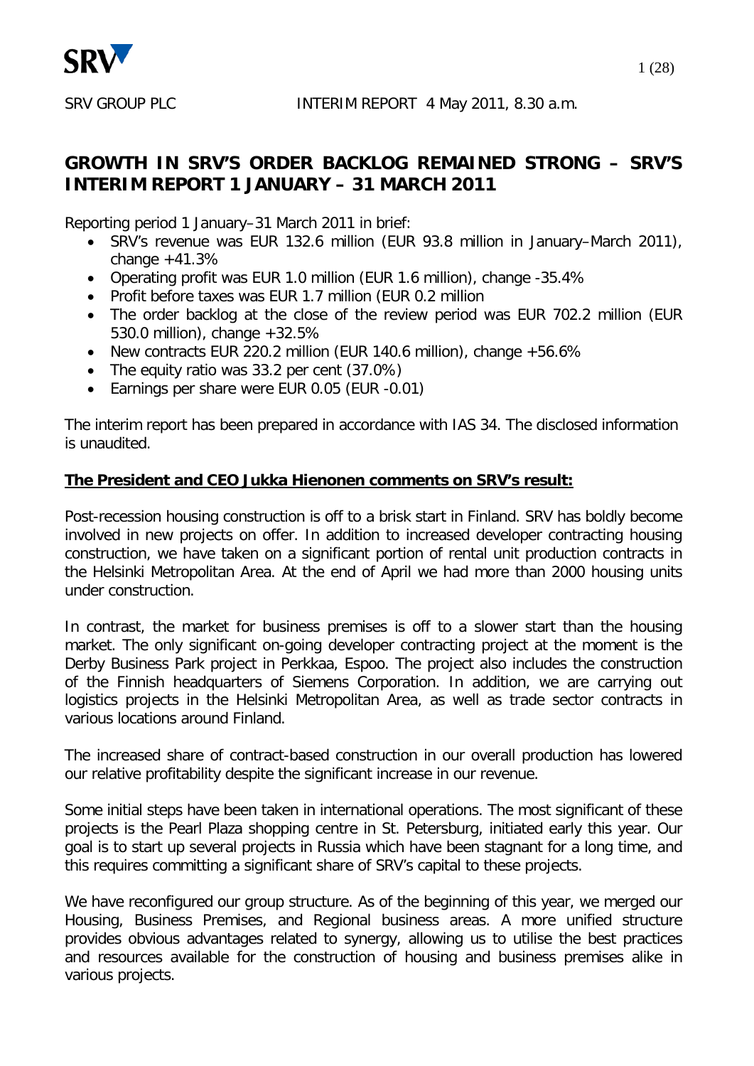SRV GROUP PLC INTERIM REPORT 4 May 2011, 8.30 a.m.

# GROWTH IN SRV'S ORDER BACKLOG REMAINED STRONG – SRV'S INTERIM REPORT 1 JANUARY – 31 MARCH 2011

Reporting period 1 January–31 March 2011 in brief:

- SRV's revenue was EUR 132.6 million (EUR 93.8 million in January–March 2011), change +41.3%
- Operating profit was EUR 1.0 million (EUR 1.6 million), change -35.4%
- Profit before taxes was EUR 1.7 million (EUR 0.2 million
- The order backlog at the close of the review period was EUR 702.2 million (EUR 530.0 million), change +32.5%
- New contracts EUR 220.2 million (EUR 140.6 million), change +56.6%
- The equity ratio was 33.2 per cent (37.0%)
- Earnings per share were EUR 0.05 (EUR -0.01)

The interim report has been prepared in accordance with IAS 34. The disclosed information is unaudited.

**The President and CEO Jukka Hienonen comments on SRV's result:**

Post-recession housing construction is off to a brisk start in Finland. SRV has boldly become involved in new projects on offer. In addition to increased developer contracting housing construction, we have taken on a significant portion of rental unit production contracts in the Helsinki Metropolitan Area. At the end of April we had more than 2000 housing units under construction.

In contrast, the market for business premises is off to a slower start than the housing market. The only significant on-going developer contracting project at the moment is the Derby Business Park project in Perkkaa, Espoo. The project also includes the construction of the Finnish headquarters of Siemens Corporation. In addition, we are carrying out logistics projects in the Helsinki Metropolitan Area, as well as trade sector contracts in various locations around Finland.

The increased share of contract-based construction in our overall production has lowered our relative profitability despite the significant increase in our revenue.

Some initial steps have been taken in international operations. The most significant of these projects is the Pearl Plaza shopping centre in St. Petersburg, initiated early this year. Our goal is to start up several projects in Russia which have been stagnant for a long time, and this requires committing a significant share of SRV's capital to these projects.

We have reconfigured our group structure. As of the beginning of this year, we merged our Housing, Business Premises, and Regional business areas. A more unified structure provides obvious advantages related to synergy, allowing us to utilise the best practices and resources available for the construction of housing and business premises alike in various projects.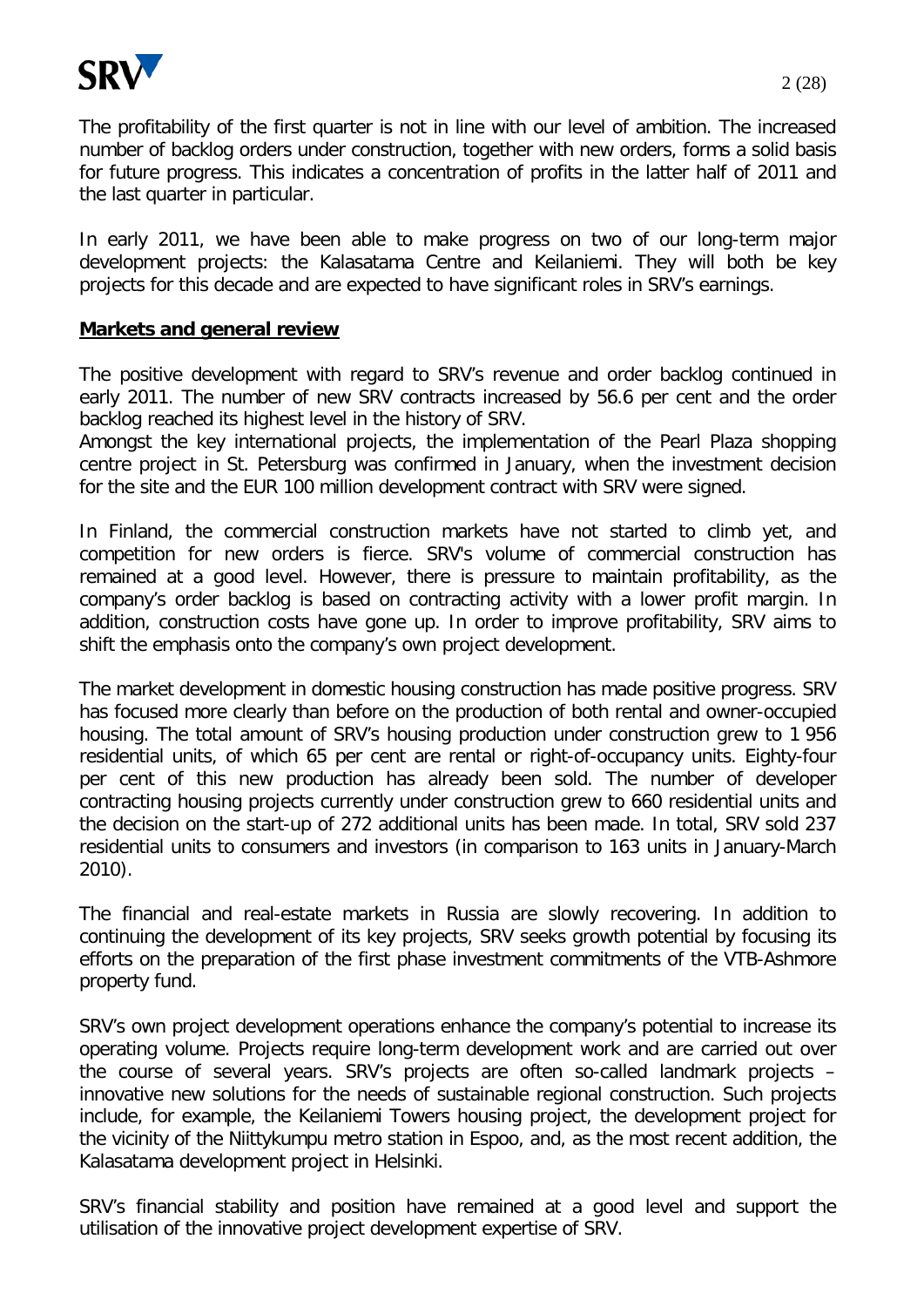The profitability of the first quarter is not in line with our level of ambition. The increased number of backlog orders under construction, together with new orders, forms a solid basis for future progress. This indicates a concentration of profits in the latter half of 2011 and the last quarter in particular.

In early 2011, we have been able to make progress on two of our long-term major development projects: the Kalasatama Centre and Keilaniemi. They will both be key projects for this decade and are expected to have significant roles in SRV's earnings.

## Markets and general review

The positive development with regard to SRV's revenue and order backlog continued in early 2011. The number of new SRV contracts increased by 56.6 per cent and the order backlog reached its highest level in the history of SRV.
Amongst the key international projects, the implementation of the Pearl Plaza shopping centre project in St. Petersburg was confirmed in January, when the investment decision for the site and the EUR 100 million development contract with SRV were signed.

In Finland, the commercial construction markets have not started to climb yet, and competition for new orders is fierce. SRV's volume of commercial construction has remained at a good level. However, there is pressure to maintain profitability, as the company's order backlog is based on contracting activity with a lower profit margin. In addition, construction costs have gone up. In order to improve profitability, SRV aims to shift the emphasis onto the company's own project development.

The market development in domestic housing construction has made positive progress. SRV has focused more clearly than before on the production of both rental and owner-occupied housing. The total amount of SRV's housing production under construction grew to 1 956 residential units, of which 65 per cent are rental or right-of-occupancy units. Eighty-four per cent of this new production has already been sold. The number of developer contracting housing projects currently under construction grew to 660 residential units and the decision on the start-up of 272 additional units has been made. In total, SRV sold 237 residential units to consumers and investors (in comparison to 163 units in January-March 2010).

The financial and real-estate markets in Russia are slowly recovering. In addition to continuing the development of its key projects, SRV seeks growth potential by focusing its efforts on the preparation of the first phase investment commitments of the VTB-Ashmore property fund.

SRV's own project development operations enhance the company's potential to increase its operating volume. Projects require long-term development work and are carried out over the course of several years. SRV's projects are often so-called landmark projects – innovative new solutions for the needs of sustainable regional construction. Such projects include, for example, the Keilaniemi Towers housing project, the development project for the vicinity of the Niittykumpu metro station in Espoo, and, as the most recent addition, the Kalasatama development project in Helsinki.

SRV's financial stability and position have remained at a good level and support the utilisation of the innovative project development expertise of SRV.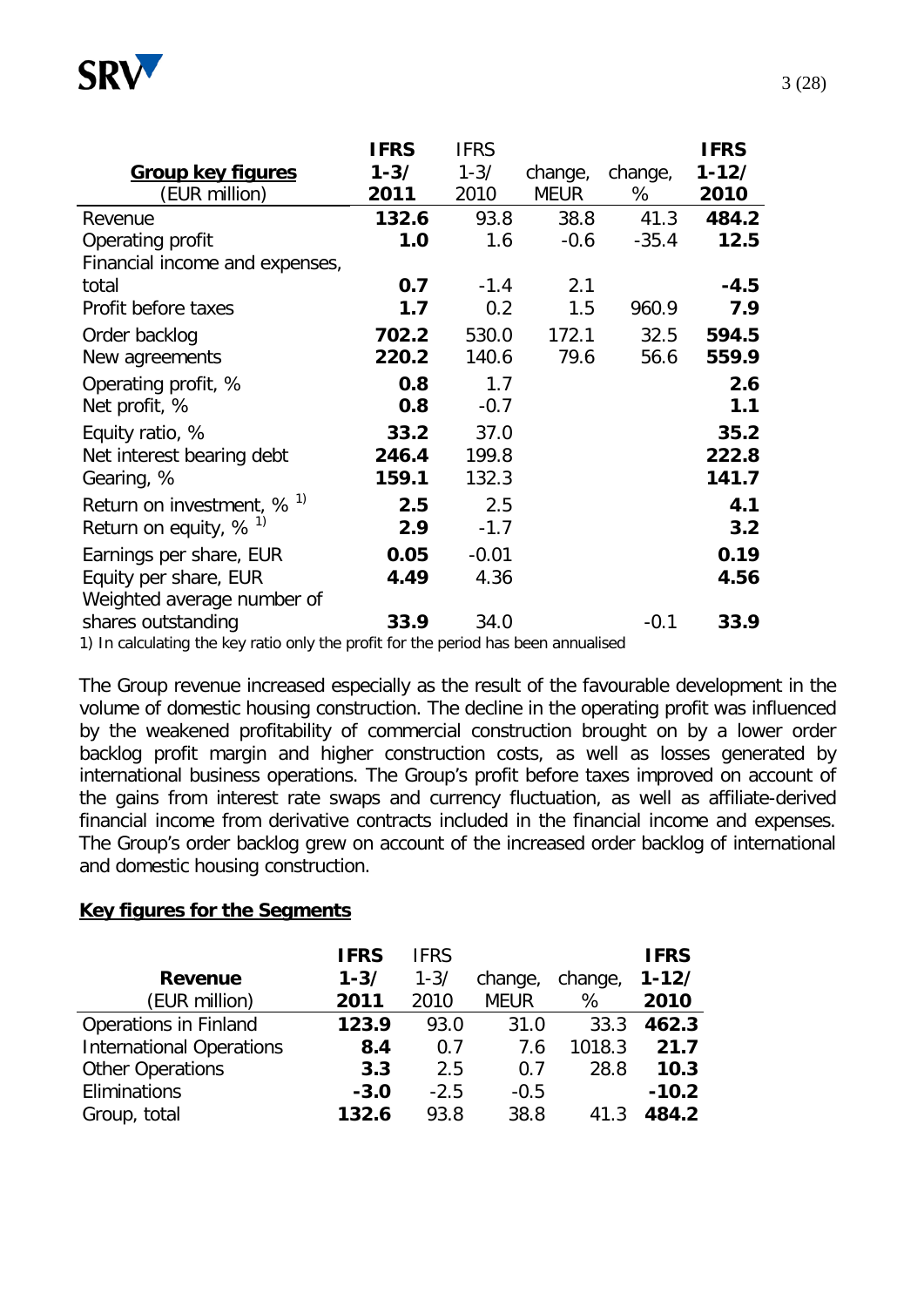| **Group key figures** (EUR million) | **IFRS 1-3/ 2011** | IFRS 1-3/ 2010 | change, MEUR | change, % | **IFRS 1-12/ 2010** |
|---|---|---|---|---|---|
| Revenue | **132.6** | 93.8 | 38.8 | 41.3 | **484.2** |
| Operating profit | **1.0** | 1.6 | -0.6 | -35.4 | **12.5** |
| Financial income and expenses, total | **0.7** | -1.4 | 2.1 | | **-4.5** |
| Profit before taxes | **1.7** | 0.2 | 1.5 | 960.9 | **7.9** |
| Order backlog | **702.2** | 530.0 | 172.1 | 32.5 | **594.5** |
| New agreements | **220.2** | 140.6 | 79.6 | 56.6 | **559.9** |
| Operating profit, % | **0.8** | 1.7 | | | **2.6** |
| Net profit, % | **0.8** | -0.7 | | | **1.1** |
| Equity ratio, % | **33.2** | 37.0 | | | **35.2** |
| Net interest bearing debt | **246.4** | 199.8 | | | **222.8** |
| Gearing, % | **159.1** | 132.3 | | | **141.7** |
| Return on investment, % [1] | **2.5** | 2.5 | | | **4.1** |
| Return on equity, % [1] | **2.9** | -1.7 | | | **3.2** |
| Earnings per share, EUR | **0.05** | -0.01 | | | **0.19** |
| Equity per share, EUR | **4.49** | 4.36 | | | **4.56** |
| Weighted average number of shares outstanding | **33.9** | 34.0 | | -0.1 | **33.9** |

1) In calculating the key ratio only the profit for the period has been annualised

The Group revenue increased especially as the result of the favourable development in the volume of domestic housing construction. The decline in the operating profit was influenced by the weakened profitability of commercial construction brought on by a lower order backlog profit margin and higher construction costs, as well as losses generated by international business operations. The Group's profit before taxes improved on account of the gains from interest rate swaps and currency fluctuation, as well as affiliate-derived financial income from derivative contracts included in the financial income and expenses. The Group's order backlog grew on account of the increased order backlog of international and domestic housing construction.

## Key figures for the Segments

| **Revenue** (EUR million) | **IFRS 1-3/ 2011** | IFRS 1-3/ 2010 | change, MEUR | change, % | **IFRS 1-12/ 2010** |
|---|---|---|---|---|---|
| Operations in Finland | **123.9** | 93.0 | 31.0 | 33.3 | **462.3** |
| International Operations | **8.4** | 0.7 | 7.6 | 1018.3 | **21.7** |
| Other Operations | **3.3** | 2.5 | 0.7 | 28.8 | **10.3** |
| Eliminations | **-3.0** | -2.5 | -0.5 | | **-10.2** |
| Group, total | **132.6** | 93.8 | 38.8 | 41.3 | **484.2** |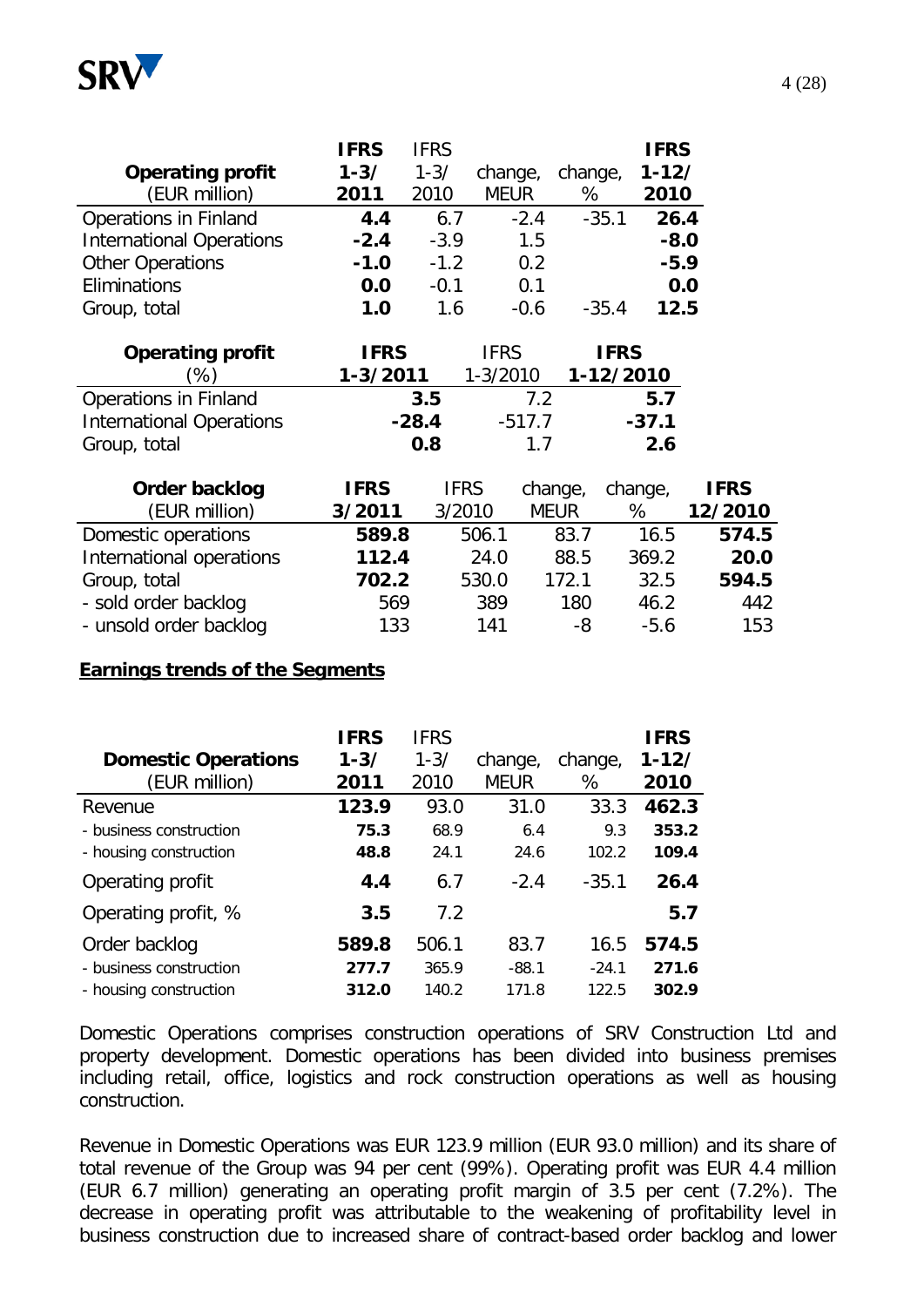| **Operating profit** (EUR million) | **IFRS 1-3/ 2011** | IFRS 1-3/ 2010 | change, MEUR | change, % | **IFRS 1-12/ 2010** |
|---|---|---|---|---|---|
| Operations in Finland | **4.4** | 6.7 | -2.4 | -35.1 | **26.4** |
| International Operations | **-2.4** | -3.9 | 1.5 | | **-8.0** |
| Other Operations | **-1.0** | -1.2 | 0.2 | | **-5.9** |
| Eliminations | **0.0** | -0.1 | 0.1 | | **0.0** |
| Group, total | **1.0** | 1.6 | -0.6 | -35.4 | **12.5** |

| **Operating profit** (%) | **IFRS 1-3/2011** | IFRS 1-3/2010 | **IFRS 1-12/2010** |
|---|---|---|---|
| Operations in Finland | **3.5** | 7.2 | **5.7** |
| International Operations | **-28.4** | -517.7 | **-37.1** |
| Group, total | **0.8** | 1.7 | **2.6** |

| **Order backlog** (EUR million) | **IFRS 3/2011** | IFRS 3/2010 | change, MEUR | change, % | **IFRS 12/2010** |
|---|---|---|---|---|---|
| Domestic operations | **589.8** | 506.1 | 83.7 | 16.5 | **574.5** |
| International operations | **112.4** | 24.0 | 88.5 | 369.2 | **20.0** |
| Group, total | **702.2** | 530.0 | 172.1 | 32.5 | **594.5** |
| - sold order backlog | 569 | 389 | 180 | 46.2 | 442 |
| - unsold order backlog | 133 | 141 | -8 | -5.6 | 153 |

**Earnings trends of the Segments**

| **Domestic Operations** (EUR million) | **IFRS 1-3/ 2011** | IFRS 1-3/ 2010 | change, MEUR | change, % | **IFRS 1-12/ 2010** |
|---|---|---|---|---|---|
| Revenue | **123.9** | 93.0 | 31.0 | 33.3 | **462.3** |
| - business construction | **75.3** | 68.9 | 6.4 | 9.3 | **353.2** |
| - housing construction | **48.8** | 24.1 | 24.6 | 102.2 | **109.4** |
| Operating profit | **4.4** | 6.7 | -2.4 | -35.1 | **26.4** |
| Operating profit, % | **3.5** | 7.2 | | | **5.7** |
| Order backlog | **589.8** | 506.1 | 83.7 | 16.5 | **574.5** |
| - business construction | **277.7** | 365.9 | -88.1 | -24.1 | **271.6** |
| - housing construction | **312.0** | 140.2 | 171.8 | 122.5 | **302.9** |

Domestic Operations comprises construction operations of SRV Construction Ltd and property development. Domestic operations has been divided into business premises including retail, office, logistics and rock construction operations as well as housing construction.

Revenue in Domestic Operations was EUR 123.9 million (EUR 93.0 million) and its share of total revenue of the Group was 94 per cent (99%). Operating profit was EUR 4.4 million (EUR 6.7 million) generating an operating profit margin of 3.5 per cent (7.2%). The decrease in operating profit was attributable to the weakening of profitability level in business construction due to increased share of contract-based order backlog and lower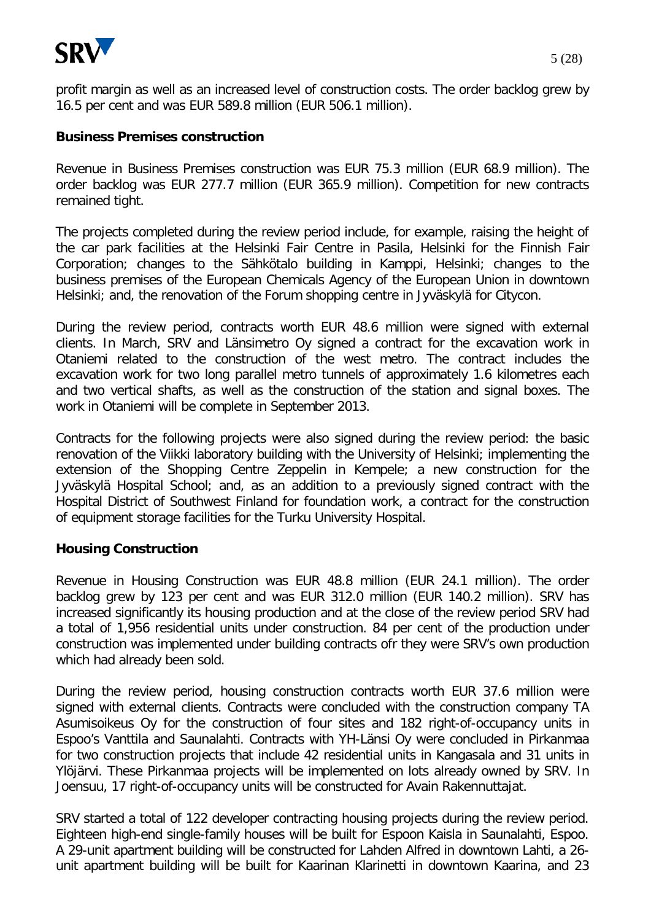profit margin as well as an increased level of construction costs. The order backlog grew by 16.5 per cent and was EUR 589.8 million (EUR 506.1 million).

**Business Premises construction**

Revenue in Business Premises construction was EUR 75.3 million (EUR 68.9 million). The order backlog was EUR 277.7 million (EUR 365.9 million). Competition for new contracts remained tight.

The projects completed during the review period include, for example, raising the height of the car park facilities at the Helsinki Fair Centre in Pasila, Helsinki for the Finnish Fair Corporation; changes to the Sähkötalo building in Kamppi, Helsinki; changes to the business premises of the European Chemicals Agency of the European Union in downtown Helsinki; and, the renovation of the Forum shopping centre in Jyväskylä for Citycon.

During the review period, contracts worth EUR 48.6 million were signed with external clients. In March, SRV and Länsimetro Oy signed a contract for the excavation work in Otaniemi related to the construction of the west metro. The contract includes the excavation work for two long parallel metro tunnels of approximately 1.6 kilometres each and two vertical shafts, as well as the construction of the station and signal boxes. The work in Otaniemi will be complete in September 2013.

Contracts for the following projects were also signed during the review period: the basic renovation of the Viikki laboratory building with the University of Helsinki; implementing the extension of the Shopping Centre Zeppelin in Kempele; a new construction for the Jyväskylä Hospital School; and, as an addition to a previously signed contract with the Hospital District of Southwest Finland for foundation work, a contract for the construction of equipment storage facilities for the Turku University Hospital.

**Housing Construction**

Revenue in Housing Construction was EUR 48.8 million (EUR 24.1 million). The order backlog grew by 123 per cent and was EUR 312.0 million (EUR 140.2 million). SRV has increased significantly its housing production and at the close of the review period SRV had a total of 1,956 residential units under construction. 84 per cent of the production under construction was implemented under building contracts ofr they were SRV's own production which had already been sold.

During the review period, housing construction contracts worth EUR 37.6 million were signed with external clients. Contracts were concluded with the construction company TA Asumisoikeus Oy for the construction of four sites and 182 right-of-occupancy units in Espoo's Vanttila and Saunalahti. Contracts with YH-Länsi Oy were concluded in Pirkanmaa for two construction projects that include 42 residential units in Kangasala and 31 units in Ylöjärvi. These Pirkanmaa projects will be implemented on lots already owned by SRV. In Joensuu, 17 right-of-occupancy units will be constructed for Avain Rakennuttajat.

SRV started a total of 122 developer contracting housing projects during the review period. Eighteen high-end single-family houses will be built for Espoon Kaisla in Saunalahti, Espoo. A 29-unit apartment building will be constructed for Lahden Alfred in downtown Lahti, a 26-unit apartment building will be built for Kaarinan Klarinetti in downtown Kaarina, and 23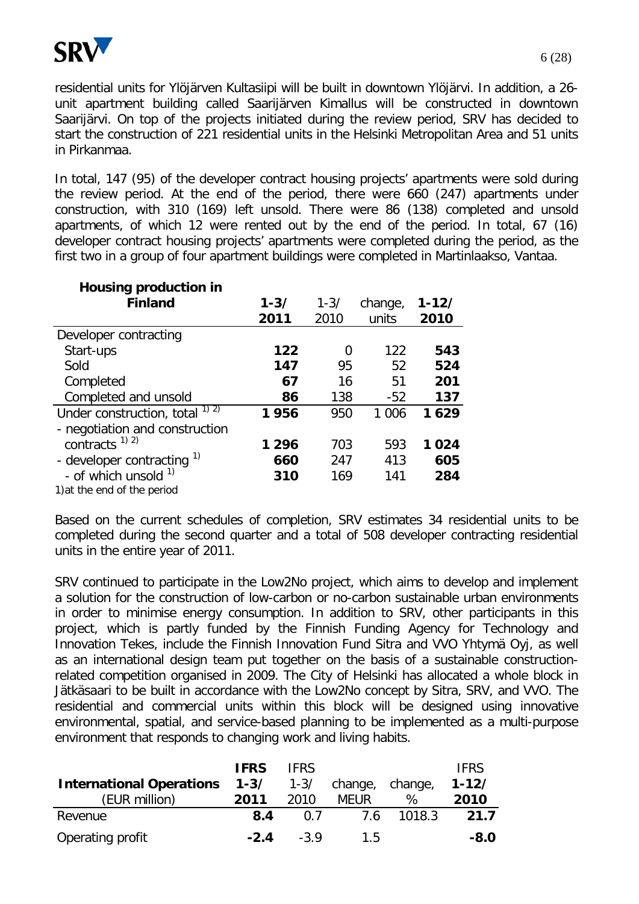residential units for Ylöjärven Kultasiipi will be built in downtown Ylöjärvi. In addition, a 26-unit apartment building called Saarijärven Kimallus will be constructed in downtown Saarijärvi. On top of the projects initiated during the review period, SRV has decided to start the construction of 221 residential units in the Helsinki Metropolitan Area and 51 units in Pirkanmaa.

In total, 147 (95) of the developer contract housing projects' apartments were sold during the review period. At the end of the period, there were 660 (247) apartments under construction, with 310 (169) left unsold. There were 86 (138) completed and unsold apartments, of which 12 were rented out by the end of the period. In total, 67 (16) developer contract housing projects' apartments were completed during the period, as the first two in a group of four apartment buildings were completed in Martinlaakso, Vantaa.

| **Housing production in Finland** | **1-3/ 2011** | 1-3/ 2010 | change, units | **1-12/ 2010** |
|---|---|---|---|---|
| Developer contracting | | | | |
| Start-ups | **122** | 0 | 122 | **543** |
| Sold | **147** | 95 | 52 | **524** |
| Completed | **67** | 16 | 51 | **201** |
| Completed and unsold | **86** | 138 | -52 | **137** |
| Under construction, total [1) 2)] | **1 956** | 950 | 1 006 | **1 629** |
| - negotiation and construction contracts [1) 2)] | **1 296** | 703 | 593 | **1 024** |
| - developer contracting [1)] | **660** | 247 | 413 | **605** |
| - of which unsold [1)] | **310** | 169 | 141 | **284** |

1) at the end of the period

Based on the current schedules of completion, SRV estimates 34 residential units to be completed during the second quarter and a total of 508 developer contracting residential units in the entire year of 2011.

SRV continued to participate in the Low2No project, which aims to develop and implement a solution for the construction of low-carbon or no-carbon sustainable urban environments in order to minimise energy consumption. In addition to SRV, other participants in this project, which is partly funded by the Finnish Funding Agency for Technology and Innovation Tekes, include the Finnish Innovation Fund Sitra and VVO Yhtymä Oyj, as well as an international design team put together on the basis of a sustainable construction-related competition organised in 2009. The City of Helsinki has allocated a whole block in Jätkäsaari to be built in accordance with the Low2No concept by Sitra, SRV, and VVO. The residential and commercial units within this block will be designed using innovative environmental, spatial, and service-based planning to be implemented as a multi-purpose environment that responds to changing work and living habits.

| **International Operations** (EUR million) | **IFRS 1-3/ 2011** | IFRS 1-3/ 2010 | change, MEUR | change, % | IFRS **1-12/ 2010** |
|---|---|---|---|---|---|
| Revenue | **8.4** | 0.7 | 7.6 | 1018.3 | **21.7** |
| Operating profit | **-2.4** | -3.9 | 1.5 | | **-8.0** |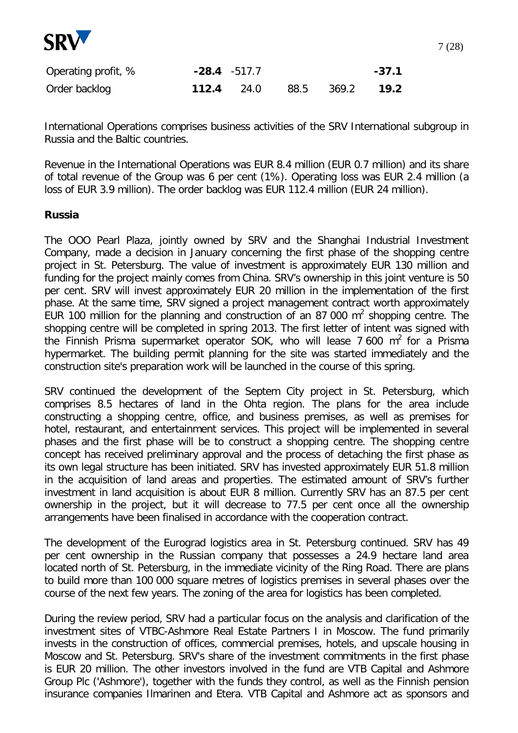| | | | | | |
|---|---|---|---|---|---|
| Operating profit, % | **-28.4** | -517.7 | | | **-37.1** |
| Order backlog | **112.4** | 24.0 | 88.5 | 369.2 | **19.2** |

International Operations comprises business activities of the SRV International subgroup in Russia and the Baltic countries.

Revenue in the International Operations was EUR 8.4 million (EUR 0.7 million) and its share of total revenue of the Group was 6 per cent (1%). Operating loss was EUR 2.4 million (a loss of EUR 3.9 million). The order backlog was EUR 112.4 million (EUR 24 million).

**Russia**

The OOO Pearl Plaza, jointly owned by SRV and the Shanghai Industrial Investment Company, made a decision in January concerning the first phase of the shopping centre project in St. Petersburg. The value of investment is approximately EUR 130 million and funding for the project mainly comes from China. SRV's ownership in this joint venture is 50 per cent. SRV will invest approximately EUR 20 million in the implementation of the first phase. At the same time, SRV signed a project management contract worth approximately EUR 100 million for the planning and construction of an 87 000 $m^2$ shopping centre. The shopping centre will be completed in spring 2013. The first letter of intent was signed with the Finnish Prisma supermarket operator SOK, who will lease 7 600 $m^2$ for a Prisma hypermarket. The building permit planning for the site was started immediately and the construction site's preparation work will be launched in the course of this spring.

SRV continued the development of the Septem City project in St. Petersburg, which comprises 8.5 hectares of land in the Ohta region. The plans for the area include constructing a shopping centre, office, and business premises, as well as premises for hotel, restaurant, and entertainment services. This project will be implemented in several phases and the first phase will be to construct a shopping centre. The shopping centre concept has received preliminary approval and the process of detaching the first phase as its own legal structure has been initiated. SRV has invested approximately EUR 51.8 million in the acquisition of land areas and properties. The estimated amount of SRV's further investment in land acquisition is about EUR 8 million. Currently SRV has an 87.5 per cent ownership in the project, but it will decrease to 77.5 per cent once all the ownership arrangements have been finalised in accordance with the cooperation contract.

The development of the Eurograd logistics area in St. Petersburg continued. SRV has 49 per cent ownership in the Russian company that possesses a 24.9 hectare land area located north of St. Petersburg, in the immediate vicinity of the Ring Road. There are plans to build more than 100 000 square metres of logistics premises in several phases over the course of the next few years. The zoning of the area for logistics has been completed.

During the review period, SRV had a particular focus on the analysis and clarification of the investment sites of VTBC-Ashmore Real Estate Partners I in Moscow. The fund primarily invests in the construction of offices, commercial premises, hotels, and upscale housing in Moscow and St. Petersburg. SRV's share of the investment commitments in the first phase is EUR 20 million. The other investors involved in the fund are VTB Capital and Ashmore Group Plc ('Ashmore'), together with the funds they control, as well as the Finnish pension insurance companies Ilmarinen and Etera. VTB Capital and Ashmore act as sponsors and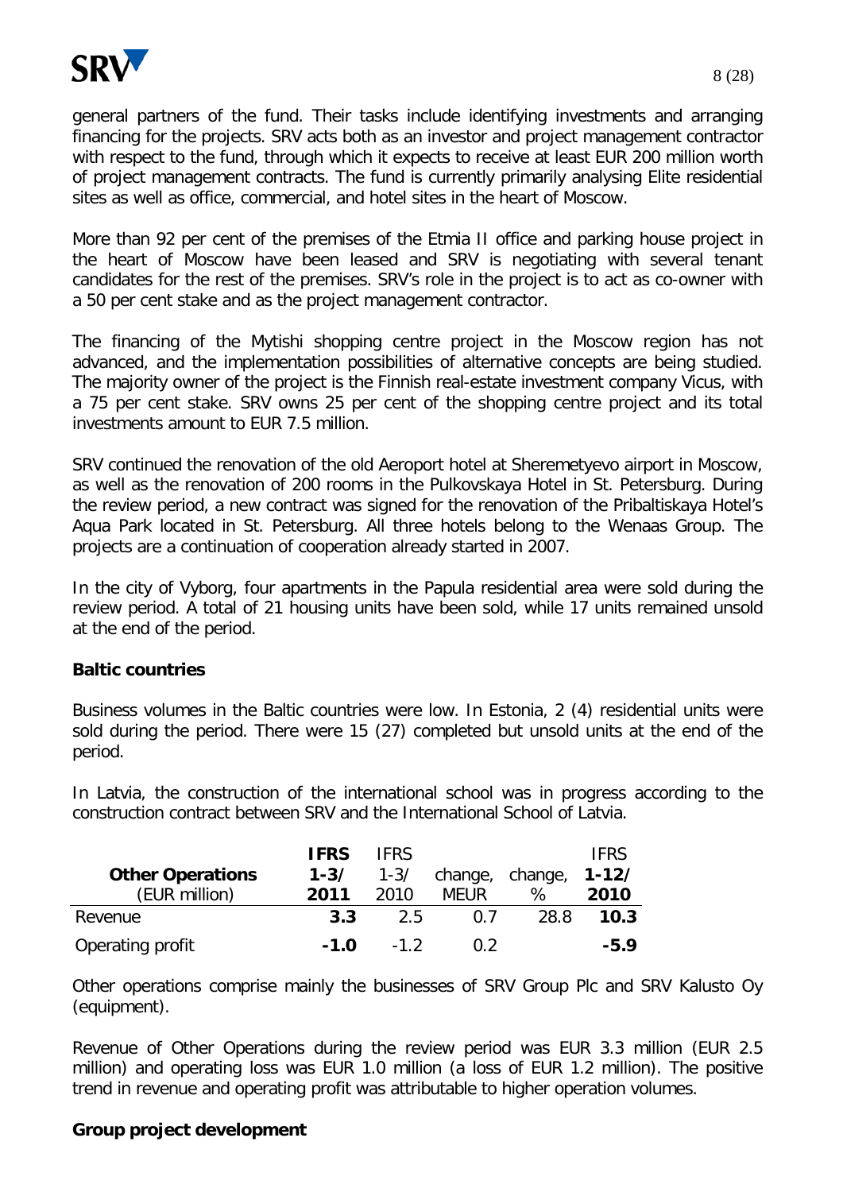general partners of the fund. Their tasks include identifying investments and arranging financing for the projects. SRV acts both as an investor and project management contractor with respect to the fund, through which it expects to receive at least EUR 200 million worth of project management contracts. The fund is currently primarily analysing Elite residential sites as well as office, commercial, and hotel sites in the heart of Moscow.

More than 92 per cent of the premises of the Etmia II office and parking house project in the heart of Moscow have been leased and SRV is negotiating with several tenant candidates for the rest of the premises. SRV's role in the project is to act as co-owner with a 50 per cent stake and as the project management contractor.

The financing of the Mytishi shopping centre project in the Moscow region has not advanced, and the implementation possibilities of alternative concepts are being studied. The majority owner of the project is the Finnish real-estate investment company Vicus, with a 75 per cent stake. SRV owns 25 per cent of the shopping centre project and its total investments amount to EUR 7.5 million.

SRV continued the renovation of the old Aeroport hotel at Sheremetyevo airport in Moscow, as well as the renovation of 200 rooms in the Pulkovskaya Hotel in St. Petersburg. During the review period, a new contract was signed for the renovation of the Pribaltiskaya Hotel's Aqua Park located in St. Petersburg. All three hotels belong to the Wenaas Group. The projects are a continuation of cooperation already started in 2007.

In the city of Vyborg, four apartments in the Papula residential area were sold during the review period. A total of 21 housing units have been sold, while 17 units remained unsold at the end of the period.

**Baltic countries**

Business volumes in the Baltic countries were low. In Estonia, 2 (4) residential units were sold during the period. There were 15 (27) completed but unsold units at the end of the period.

In Latvia, the construction of the international school was in progress according to the construction contract between SRV and the International School of Latvia.

| **Other Operations** (EUR million) | **IFRS 1-3/ 2011** | IFRS 1-3/ 2010 | change, MEUR | change, % | IFRS **1-12/ 2010** |
|---|---|---|---|---|---|
| Revenue | **3.3** | 2.5 | 0.7 | 28.8 | **10.3** |
| Operating profit | **-1.0** | -1.2 | 0.2 | | **-5.9** |

Other operations comprise mainly the businesses of SRV Group Plc and SRV Kalusto Oy (equipment).

Revenue of Other Operations during the review period was EUR 3.3 million (EUR 2.5 million) and operating loss was EUR 1.0 million (a loss of EUR 1.2 million). The positive trend in revenue and operating profit was attributable to higher operation volumes.

**Group project development**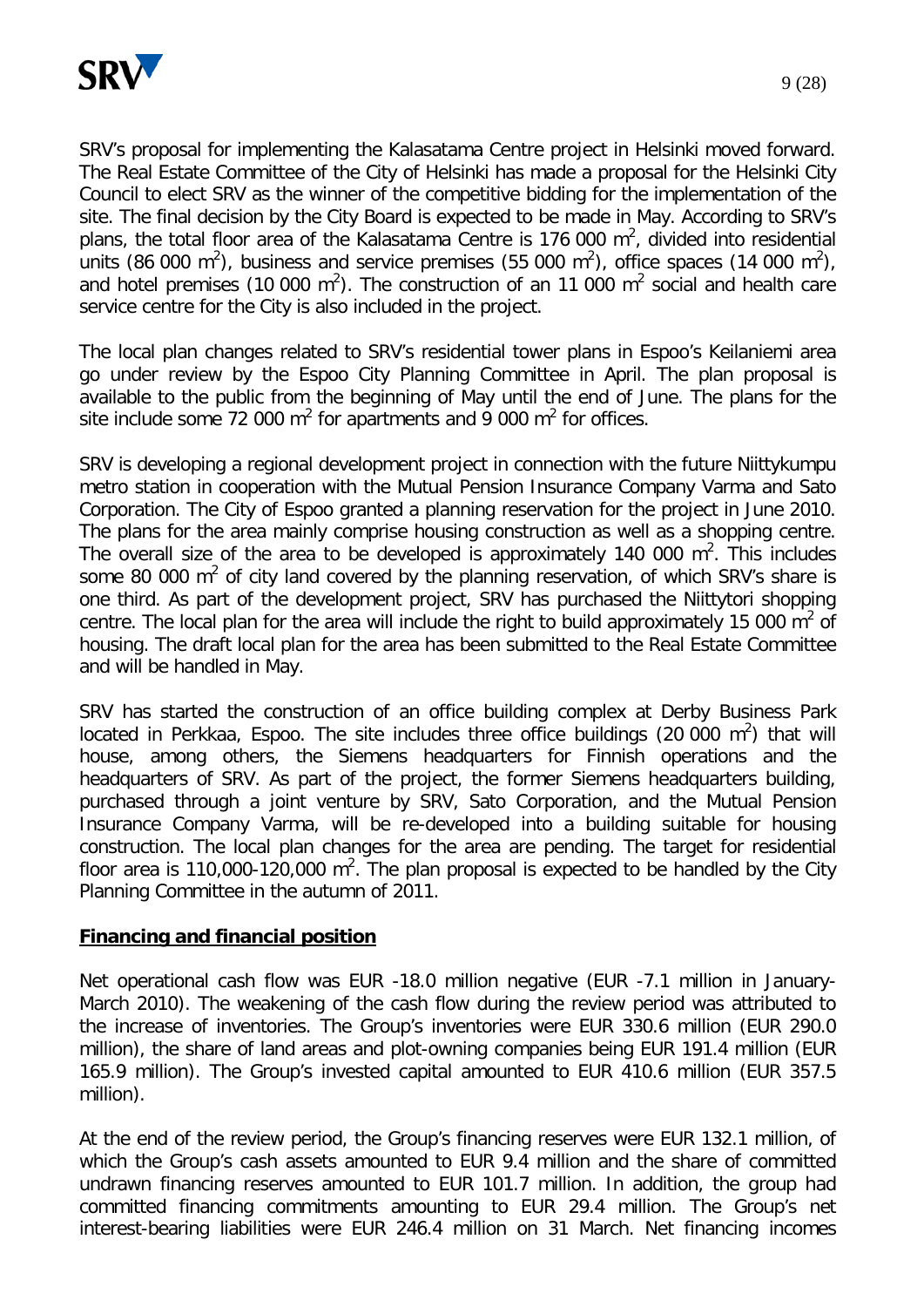SRV's proposal for implementing the Kalasatama Centre project in Helsinki moved forward. The Real Estate Committee of the City of Helsinki has made a proposal for the Helsinki City Council to elect SRV as the winner of the competitive bidding for the implementation of the site. The final decision by the City Board is expected to be made in May. According to SRV's plans, the total floor area of the Kalasatama Centre is 176 000 $m^2$, divided into residential units (86 000 $m^2$), business and service premises (55 000 $m^2$), office spaces (14 000 $m^2$), and hotel premises (10 000 $m^2$). The construction of an 11 000 $m^2$ social and health care service centre for the City is also included in the project.

The local plan changes related to SRV's residential tower plans in Espoo's Keilaniemi area go under review by the Espoo City Planning Committee in April. The plan proposal is available to the public from the beginning of May until the end of June. The plans for the site include some 72 000 $m^2$ for apartments and 9 000 $m^2$ for offices.

SRV is developing a regional development project in connection with the future Niittykumpu metro station in cooperation with the Mutual Pension Insurance Company Varma and Sato Corporation. The City of Espoo granted a planning reservation for the project in June 2010. The plans for the area mainly comprise housing construction as well as a shopping centre. The overall size of the area to be developed is approximately 140 000 $m^2$. This includes some 80 000 $m^2$ of city land covered by the planning reservation, of which SRV's share is one third. As part of the development project, SRV has purchased the Niittytori shopping centre. The local plan for the area will include the right to build approximately 15 000 $m^2$ of housing. The draft local plan for the area has been submitted to the Real Estate Committee and will be handled in May.

SRV has started the construction of an office building complex at Derby Business Park located in Perkkaa, Espoo. The site includes three office buildings (20 000 $m^2$) that will house, among others, the Siemens headquarters for Finnish operations and the headquarters of SRV. As part of the project, the former Siemens headquarters building, purchased through a joint venture by SRV, Sato Corporation, and the Mutual Pension Insurance Company Varma, will be re-developed into a building suitable for housing construction. The local plan changes for the area are pending. The target for residential floor area is 110,000-120,000 $m^2$. The plan proposal is expected to be handled by the City Planning Committee in the autumn of 2011.

## Financing and financial position

Net operational cash flow was EUR -18.0 million negative (EUR -7.1 million in January-March 2010). The weakening of the cash flow during the review period was attributed to the increase of inventories. The Group's inventories were EUR 330.6 million (EUR 290.0 million), the share of land areas and plot-owning companies being EUR 191.4 million (EUR 165.9 million). The Group's invested capital amounted to EUR 410.6 million (EUR 357.5 million).

At the end of the review period, the Group's financing reserves were EUR 132.1 million, of which the Group's cash assets amounted to EUR 9.4 million and the share of committed undrawn financing reserves amounted to EUR 101.7 million. In addition, the group had committed financing commitments amounting to EUR 29.4 million. The Group's net interest-bearing liabilities were EUR 246.4 million on 31 March. Net financing incomes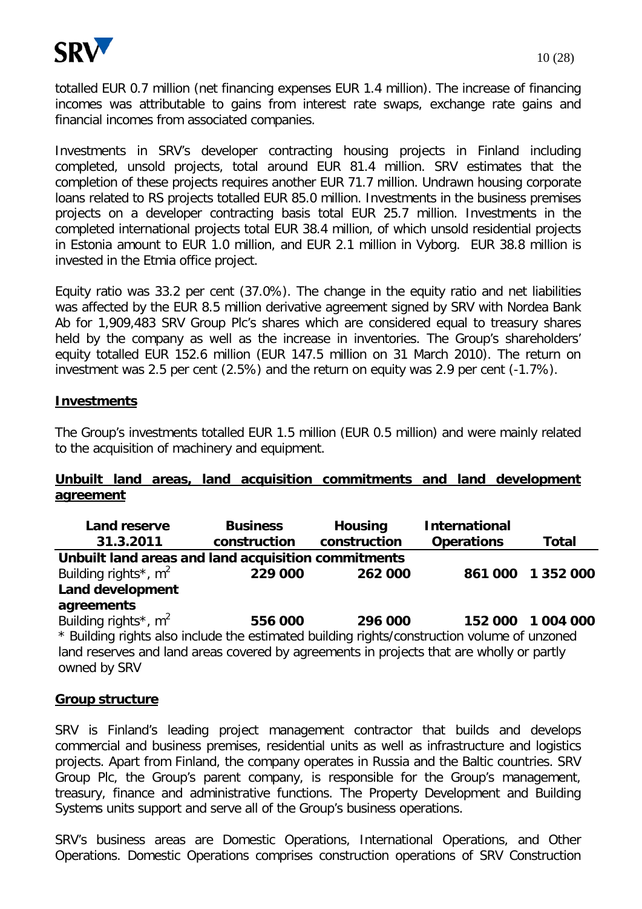totalled EUR 0.7 million (net financing expenses EUR 1.4 million). The increase of financing incomes was attributable to gains from interest rate swaps, exchange rate gains and financial incomes from associated companies.

Investments in SRV's developer contracting housing projects in Finland including completed, unsold projects, total around EUR 81.4 million. SRV estimates that the completion of these projects requires another EUR 71.7 million. Undrawn housing corporate loans related to RS projects totalled EUR 85.0 million. Investments in the business premises projects on a developer contracting basis total EUR 25.7 million. Investments in the completed international projects total EUR 38.4 million, of which unsold residential projects in Estonia amount to EUR 1.0 million, and EUR 2.1 million in Vyborg. EUR 38.8 million is invested in the Etmia office project.

Equity ratio was 33.2 per cent (37.0%). The change in the equity ratio and net liabilities was affected by the EUR 8.5 million derivative agreement signed by SRV with Nordea Bank Ab for 1,909,483 SRV Group Plc's shares which are considered equal to treasury shares held by the company as well as the increase in inventories. The Group's shareholders' equity totalled EUR 152.6 million (EUR 147.5 million on 31 March 2010). The return on investment was 2.5 per cent (2.5%) and the return on equity was 2.9 per cent (-1.7%).

## Investments

The Group's investments totalled EUR 1.5 million (EUR 0.5 million) and were mainly related to the acquisition of machinery and equipment.

## Unbuilt land areas, land acquisition commitments and land development agreement

| Land reserve 31.3.2011 | Business construction | Housing construction | International Operations | Total |
|---|---|---|---|---|
| **Unbuilt land areas and land acquisition commitments** | | | | |
| Building rights*, m$^2$ | **229 000** | **262 000** | **861 000** | **1 352 000** |
| **Land development agreements** | | | | |
| Building rights*, m$^2$ | **556 000** | **296 000** | **152 000** | **1 004 000** |

\* Building rights also include the estimated building rights/construction volume of unzoned land reserves and land areas covered by agreements in projects that are wholly or partly owned by SRV

## Group structure

SRV is Finland's leading project management contractor that builds and develops commercial and business premises, residential units as well as infrastructure and logistics projects. Apart from Finland, the company operates in Russia and the Baltic countries. SRV Group Plc, the Group's parent company, is responsible for the Group's management, treasury, finance and administrative functions. The Property Development and Building Systems units support and serve all of the Group's business operations.

SRV's business areas are Domestic Operations, International Operations, and Other Operations. Domestic Operations comprises construction operations of SRV Construction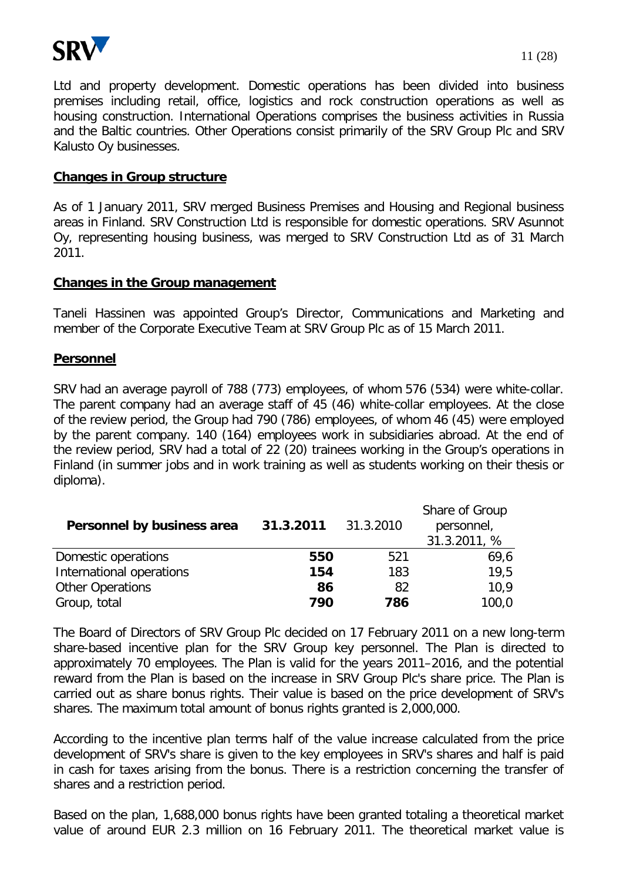Ltd and property development. Domestic operations has been divided into business premises including retail, office, logistics and rock construction operations as well as housing construction. International Operations comprises the business activities in Russia and the Baltic countries. Other Operations consist primarily of the SRV Group Plc and SRV Kalusto Oy businesses.

## Changes in Group structure

As of 1 January 2011, SRV merged Business Premises and Housing and Regional business areas in Finland. SRV Construction Ltd is responsible for domestic operations. SRV Asunnot Oy, representing housing business, was merged to SRV Construction Ltd as of 31 March 2011.

## Changes in the Group management

Taneli Hassinen was appointed Group's Director, Communications and Marketing and member of the Corporate Executive Team at SRV Group Plc as of 15 March 2011.

## Personnel

SRV had an average payroll of 788 (773) employees, of whom 576 (534) were white-collar. The parent company had an average staff of 45 (46) white-collar employees. At the close of the review period, the Group had 790 (786) employees, of whom 46 (45) were employed by the parent company. 140 (164) employees work in subsidiaries abroad. At the end of the review period, SRV had a total of 22 (20) trainees working in the Group's operations in Finland (in summer jobs and in work training as well as students working on their thesis or diploma).

| **Personnel by business area** | **31.3.2011** | 31.3.2010 | Share of Group personnel, 31.3.2011, % |
|---|---|---|---|
| Domestic operations | **550** | 521 | 69,6 |
| International operations | **154** | 183 | 19,5 |
| Other Operations | **86** | 82 | 10,9 |
| Group, total | **790** | **786** | 100,0 |

The Board of Directors of SRV Group Plc decided on 17 February 2011 on a new long-term share-based incentive plan for the SRV Group key personnel. The Plan is directed to approximately 70 employees. The Plan is valid for the years 2011–2016, and the potential reward from the Plan is based on the increase in SRV Group Plc's share price. The Plan is carried out as share bonus rights. Their value is based on the price development of SRV's shares. The maximum total amount of bonus rights granted is 2,000,000.

According to the incentive plan terms half of the value increase calculated from the price development of SRV's share is given to the key employees in SRV's shares and half is paid in cash for taxes arising from the bonus. There is a restriction concerning the transfer of shares and a restriction period.

Based on the plan, 1,688,000 bonus rights have been granted totaling a theoretical market value of around EUR 2.3 million on 16 February 2011. The theoretical market value is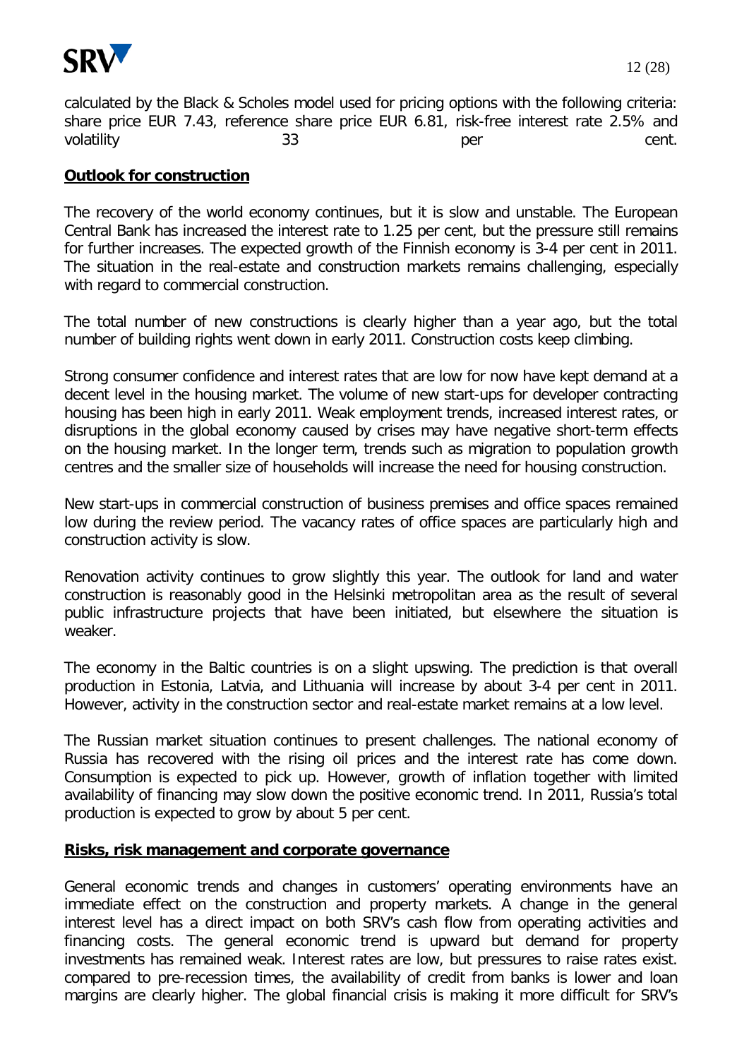calculated by the Black & Scholes model used for pricing options with the following criteria: share price EUR 7.43, reference share price EUR 6.81, risk-free interest rate 2.5% and volatility 33 per cent.

## Outlook for construction

The recovery of the world economy continues, but it is slow and unstable. The European Central Bank has increased the interest rate to 1.25 per cent, but the pressure still remains for further increases. The expected growth of the Finnish economy is 3-4 per cent in 2011. The situation in the real-estate and construction markets remains challenging, especially with regard to commercial construction.

The total number of new constructions is clearly higher than a year ago, but the total number of building rights went down in early 2011. Construction costs keep climbing.

Strong consumer confidence and interest rates that are low for now have kept demand at a decent level in the housing market. The volume of new start-ups for developer contracting housing has been high in early 2011. Weak employment trends, increased interest rates, or disruptions in the global economy caused by crises may have negative short-term effects on the housing market. In the longer term, trends such as migration to population growth centres and the smaller size of households will increase the need for housing construction.

New start-ups in commercial construction of business premises and office spaces remained low during the review period. The vacancy rates of office spaces are particularly high and construction activity is slow.

Renovation activity continues to grow slightly this year. The outlook for land and water construction is reasonably good in the Helsinki metropolitan area as the result of several public infrastructure projects that have been initiated, but elsewhere the situation is weaker.

The economy in the Baltic countries is on a slight upswing. The prediction is that overall production in Estonia, Latvia, and Lithuania will increase by about 3-4 per cent in 2011. However, activity in the construction sector and real-estate market remains at a low level.

The Russian market situation continues to present challenges. The national economy of Russia has recovered with the rising oil prices and the interest rate has come down. Consumption is expected to pick up. However, growth of inflation together with limited availability of financing may slow down the positive economic trend. In 2011, Russia's total production is expected to grow by about 5 per cent.

## Risks, risk management and corporate governance

General economic trends and changes in customers' operating environments have an immediate effect on the construction and property markets. A change in the general interest level has a direct impact on both SRV's cash flow from operating activities and financing costs. The general economic trend is upward but demand for property investments has remained weak. Interest rates are low, but pressures to raise rates exist. compared to pre-recession times, the availability of credit from banks is lower and loan margins are clearly higher. The global financial crisis is making it more difficult for SRV's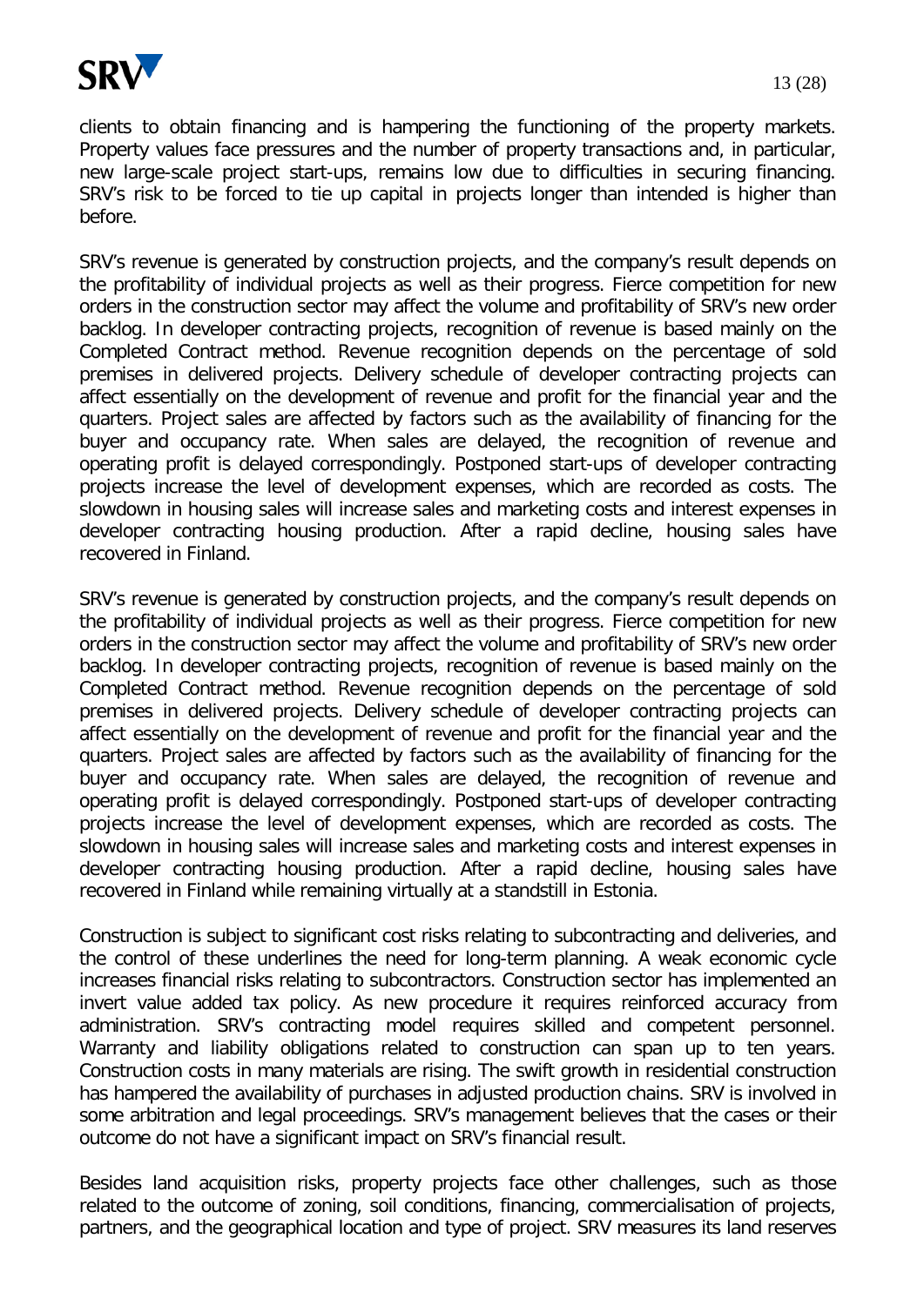clients to obtain financing and is hampering the functioning of the property markets. Property values face pressures and the number of property transactions and, in particular, new large-scale project start-ups, remains low due to difficulties in securing financing. SRV's risk to be forced to tie up capital in projects longer than intended is higher than before.

SRV's revenue is generated by construction projects, and the company's result depends on the profitability of individual projects as well as their progress. Fierce competition for new orders in the construction sector may affect the volume and profitability of SRV's new order backlog. In developer contracting projects, recognition of revenue is based mainly on the Completed Contract method. Revenue recognition depends on the percentage of sold premises in delivered projects. Delivery schedule of developer contracting projects can affect essentially on the development of revenue and profit for the financial year and the quarters. Project sales are affected by factors such as the availability of financing for the buyer and occupancy rate. When sales are delayed, the recognition of revenue and operating profit is delayed correspondingly. Postponed start-ups of developer contracting projects increase the level of development expenses, which are recorded as costs. The slowdown in housing sales will increase sales and marketing costs and interest expenses in developer contracting housing production. After a rapid decline, housing sales have recovered in Finland.

SRV's revenue is generated by construction projects, and the company's result depends on the profitability of individual projects as well as their progress. Fierce competition for new orders in the construction sector may affect the volume and profitability of SRV's new order backlog. In developer contracting projects, recognition of revenue is based mainly on the Completed Contract method. Revenue recognition depends on the percentage of sold premises in delivered projects. Delivery schedule of developer contracting projects can affect essentially on the development of revenue and profit for the financial year and the quarters. Project sales are affected by factors such as the availability of financing for the buyer and occupancy rate. When sales are delayed, the recognition of revenue and operating profit is delayed correspondingly. Postponed start-ups of developer contracting projects increase the level of development expenses, which are recorded as costs. The slowdown in housing sales will increase sales and marketing costs and interest expenses in developer contracting housing production. After a rapid decline, housing sales have recovered in Finland while remaining virtually at a standstill in Estonia.

Construction is subject to significant cost risks relating to subcontracting and deliveries, and the control of these underlines the need for long-term planning. A weak economic cycle increases financial risks relating to subcontractors. Construction sector has implemented an invert value added tax policy. As new procedure it requires reinforced accuracy from administration. SRV's contracting model requires skilled and competent personnel. Warranty and liability obligations related to construction can span up to ten years. Construction costs in many materials are rising. The swift growth in residential construction has hampered the availability of purchases in adjusted production chains. SRV is involved in some arbitration and legal proceedings. SRV's management believes that the cases or their outcome do not have a significant impact on SRV's financial result.

Besides land acquisition risks, property projects face other challenges, such as those related to the outcome of zoning, soil conditions, financing, commercialisation of projects, partners, and the geographical location and type of project. SRV measures its land reserves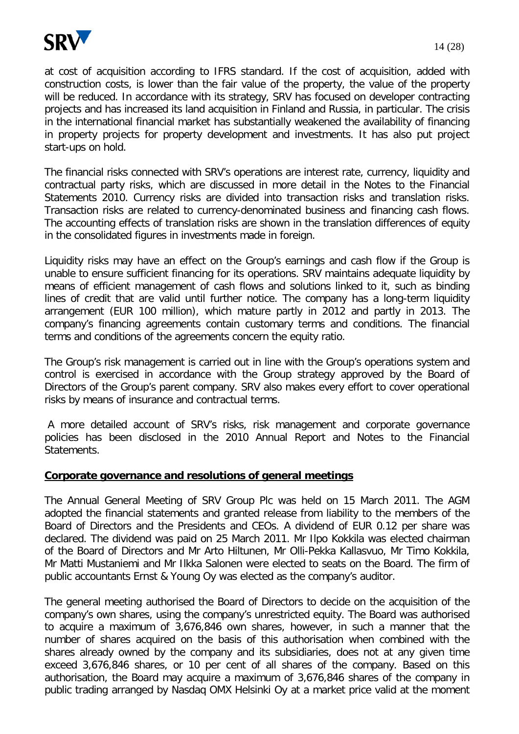at cost of acquisition according to IFRS standard. If the cost of acquisition, added with construction costs, is lower than the fair value of the property, the value of the property will be reduced. In accordance with its strategy, SRV has focused on developer contracting projects and has increased its land acquisition in Finland and Russia, in particular. The crisis in the international financial market has substantially weakened the availability of financing in property projects for property development and investments. It has also put project start-ups on hold.

The financial risks connected with SRV's operations are interest rate, currency, liquidity and contractual party risks, which are discussed in more detail in the Notes to the Financial Statements 2010. Currency risks are divided into transaction risks and translation risks. Transaction risks are related to currency-denominated business and financing cash flows. The accounting effects of translation risks are shown in the translation differences of equity in the consolidated figures in investments made in foreign.

Liquidity risks may have an effect on the Group's earnings and cash flow if the Group is unable to ensure sufficient financing for its operations. SRV maintains adequate liquidity by means of efficient management of cash flows and solutions linked to it, such as binding lines of credit that are valid until further notice. The company has a long-term liquidity arrangement (EUR 100 million), which mature partly in 2012 and partly in 2013. The company's financing agreements contain customary terms and conditions. The financial terms and conditions of the agreements concern the equity ratio.

The Group's risk management is carried out in line with the Group's operations system and control is exercised in accordance with the Group strategy approved by the Board of Directors of the Group's parent company. SRV also makes every effort to cover operational risks by means of insurance and contractual terms.

A more detailed account of SRV's risks, risk management and corporate governance policies has been disclosed in the 2010 Annual Report and Notes to the Financial Statements.

## Corporate governance and resolutions of general meetings

The Annual General Meeting of SRV Group Plc was held on 15 March 2011. The AGM adopted the financial statements and granted release from liability to the members of the Board of Directors and the Presidents and CEOs. A dividend of EUR 0.12 per share was declared. The dividend was paid on 25 March 2011. Mr Ilpo Kokkila was elected chairman of the Board of Directors and Mr Arto Hiltunen, Mr Olli-Pekka Kallasvuo, Mr Timo Kokkila, Mr Matti Mustaniemi and Mr Ilkka Salonen were elected to seats on the Board. The firm of public accountants Ernst & Young Oy was elected as the company's auditor.

The general meeting authorised the Board of Directors to decide on the acquisition of the company's own shares, using the company's unrestricted equity. The Board was authorised to acquire a maximum of 3,676,846 own shares, however, in such a manner that the number of shares acquired on the basis of this authorisation when combined with the shares already owned by the company and its subsidiaries, does not at any given time exceed 3,676,846 shares, or 10 per cent of all shares of the company. Based on this authorisation, the Board may acquire a maximum of 3,676,846 shares of the company in public trading arranged by Nasdaq OMX Helsinki Oy at a market price valid at the moment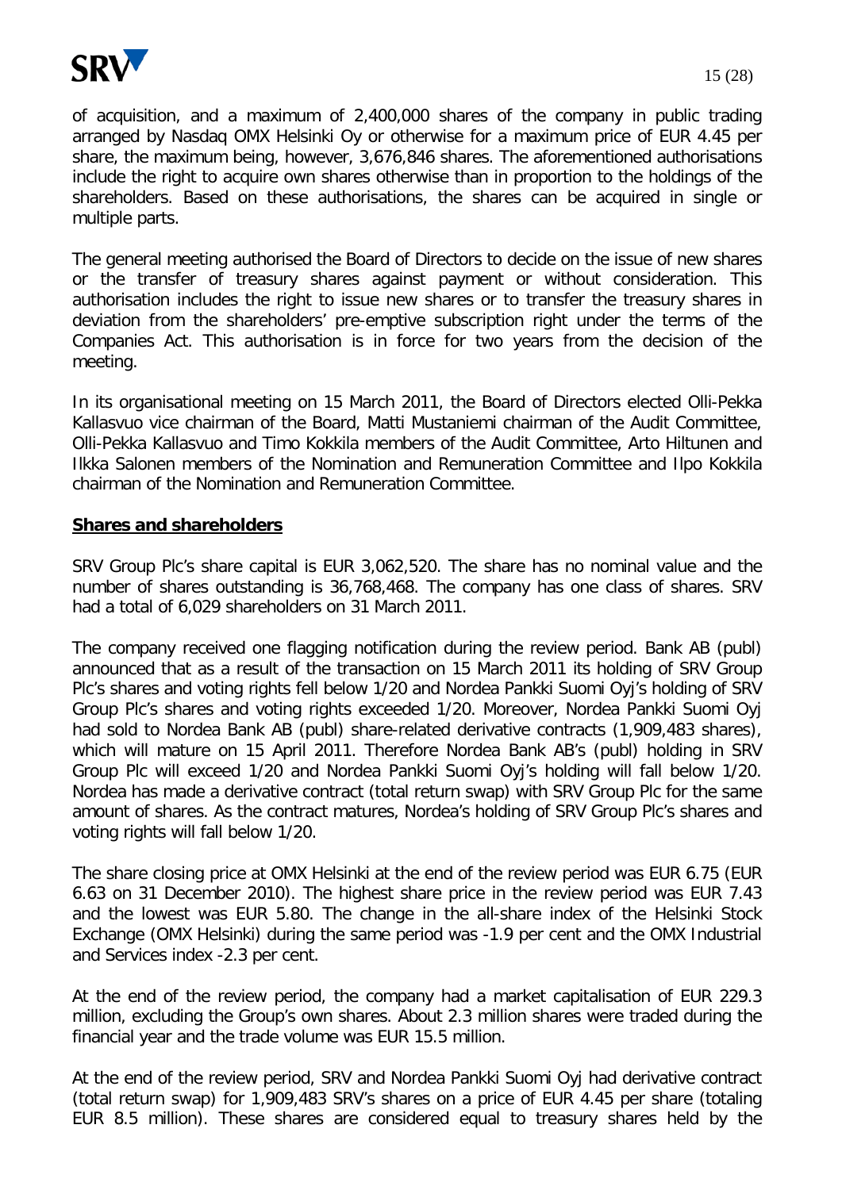of acquisition, and a maximum of 2,400,000 shares of the company in public trading arranged by Nasdaq OMX Helsinki Oy or otherwise for a maximum price of EUR 4.45 per share, the maximum being, however, 3,676,846 shares. The aforementioned authorisations include the right to acquire own shares otherwise than in proportion to the holdings of the shareholders. Based on these authorisations, the shares can be acquired in single or multiple parts.

The general meeting authorised the Board of Directors to decide on the issue of new shares or the transfer of treasury shares against payment or without consideration. This authorisation includes the right to issue new shares or to transfer the treasury shares in deviation from the shareholders' pre-emptive subscription right under the terms of the Companies Act. This authorisation is in force for two years from the decision of the meeting.

In its organisational meeting on 15 March 2011, the Board of Directors elected Olli-Pekka Kallasvuo vice chairman of the Board, Matti Mustaniemi chairman of the Audit Committee, Olli-Pekka Kallasvuo and Timo Kokkila members of the Audit Committee, Arto Hiltunen and Ilkka Salonen members of the Nomination and Remuneration Committee and Ilpo Kokkila chairman of the Nomination and Remuneration Committee.

## Shares and shareholders

SRV Group Plc's share capital is EUR 3,062,520. The share has no nominal value and the number of shares outstanding is 36,768,468. The company has one class of shares. SRV had a total of 6,029 shareholders on 31 March 2011.

The company received one flagging notification during the review period. Bank AB (publ) announced that as a result of the transaction on 15 March 2011 its holding of SRV Group Plc's shares and voting rights fell below 1/20 and Nordea Pankki Suomi Oyj's holding of SRV Group Plc's shares and voting rights exceeded 1/20. Moreover, Nordea Pankki Suomi Oyj had sold to Nordea Bank AB (publ) share-related derivative contracts (1,909,483 shares), which will mature on 15 April 2011. Therefore Nordea Bank AB's (publ) holding in SRV Group Plc will exceed 1/20 and Nordea Pankki Suomi Oyj's holding will fall below 1/20. Nordea has made a derivative contract (total return swap) with SRV Group Plc for the same amount of shares. As the contract matures, Nordea's holding of SRV Group Plc's shares and voting rights will fall below 1/20.

The share closing price at OMX Helsinki at the end of the review period was EUR 6.75 (EUR 6.63 on 31 December 2010). The highest share price in the review period was EUR 7.43 and the lowest was EUR 5.80. The change in the all-share index of the Helsinki Stock Exchange (OMX Helsinki) during the same period was -1.9 per cent and the OMX Industrial and Services index -2.3 per cent.

At the end of the review period, the company had a market capitalisation of EUR 229.3 million, excluding the Group's own shares. About 2.3 million shares were traded during the financial year and the trade volume was EUR 15.5 million.

At the end of the review period, SRV and Nordea Pankki Suomi Oyj had derivative contract (total return swap) for 1,909,483 SRV's shares on a price of EUR 4.45 per share (totaling EUR 8.5 million). These shares are considered equal to treasury shares held by the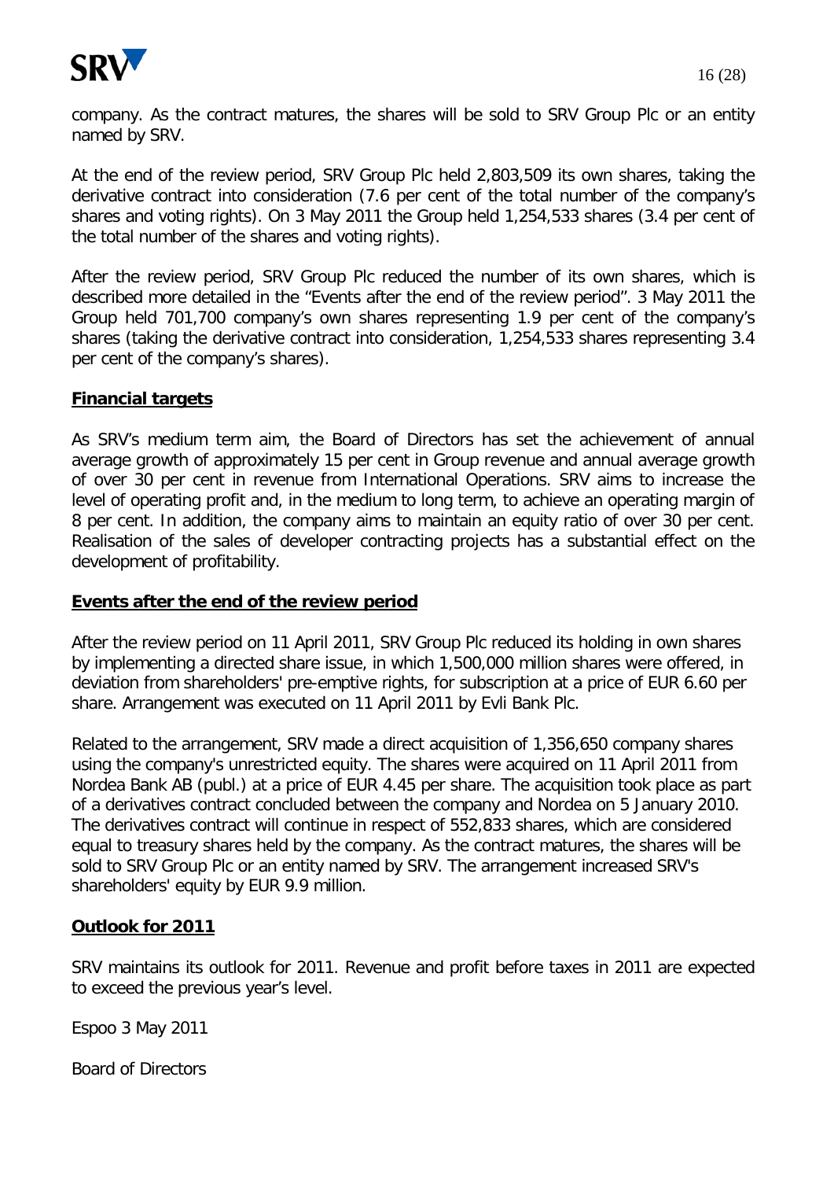company. As the contract matures, the shares will be sold to SRV Group Plc or an entity named by SRV.

At the end of the review period, SRV Group Plc held 2,803,509 its own shares, taking the derivative contract into consideration (7.6 per cent of the total number of the company's shares and voting rights). On 3 May 2011 the Group held 1,254,533 shares (3.4 per cent of the total number of the shares and voting rights).

After the review period, SRV Group Plc reduced the number of its own shares, which is described more detailed in the "Events after the end of the review period". 3 May 2011 the Group held 701,700 company's own shares representing 1.9 per cent of the company's shares (taking the derivative contract into consideration, 1,254,533 shares representing 3.4 per cent of the company's shares).

## Financial targets

As SRV's medium term aim, the Board of Directors has set the achievement of annual average growth of approximately 15 per cent in Group revenue and annual average growth of over 30 per cent in revenue from International Operations. SRV aims to increase the level of operating profit and, in the medium to long term, to achieve an operating margin of 8 per cent. In addition, the company aims to maintain an equity ratio of over 30 per cent. Realisation of the sales of developer contracting projects has a substantial effect on the development of profitability.

## Events after the end of the review period

After the review period on 11 April 2011, SRV Group Plc reduced its holding in own shares by implementing a directed share issue, in which 1,500,000 million shares were offered, in deviation from shareholders' pre-emptive rights, for subscription at a price of EUR 6.60 per share. Arrangement was executed on 11 April 2011 by Evli Bank Plc.

Related to the arrangement, SRV made a direct acquisition of 1,356,650 company shares using the company's unrestricted equity. The shares were acquired on 11 April 2011 from Nordea Bank AB (publ.) at a price of EUR 4.45 per share. The acquisition took place as part of a derivatives contract concluded between the company and Nordea on 5 January 2010. The derivatives contract will continue in respect of 552,833 shares, which are considered equal to treasury shares held by the company. As the contract matures, the shares will be sold to SRV Group Plc or an entity named by SRV. The arrangement increased SRV's shareholders' equity by EUR 9.9 million.

## Outlook for 2011

SRV maintains its outlook for 2011. Revenue and profit before taxes in 2011 are expected to exceed the previous year's level.

Espoo 3 May 2011

Board of Directors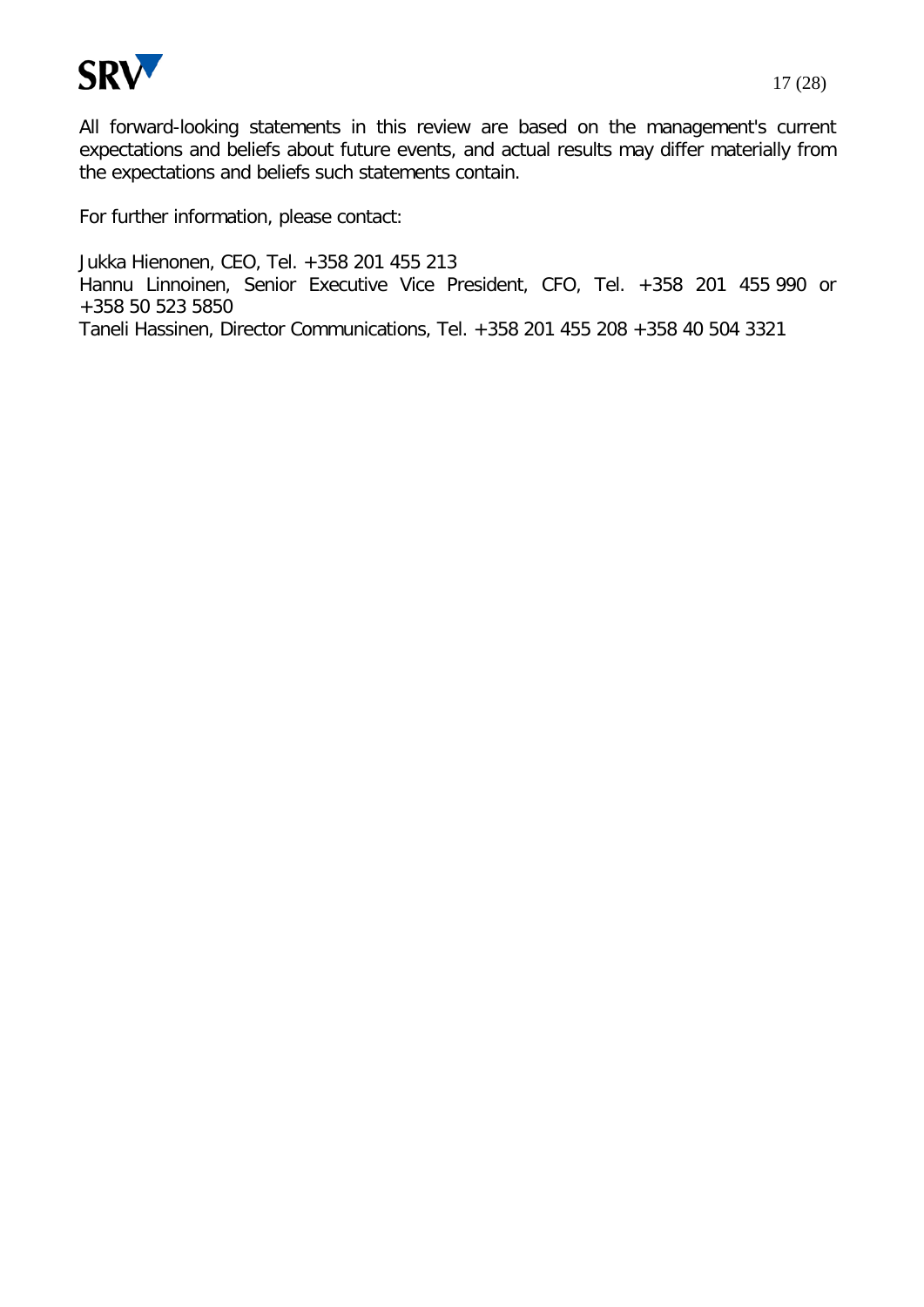All forward-looking statements in this review are based on the management's current expectations and beliefs about future events, and actual results may differ materially from the expectations and beliefs such statements contain.

For further information, please contact:

Jukka Hienonen, CEO, Tel. +358 201 455 213
Hannu Linnoinen, Senior Executive Vice President, CFO, Tel. +358 201 455 990 or +358 50 523 5850
Taneli Hassinen, Director Communications, Tel. +358 201 455 208 +358 40 504 3321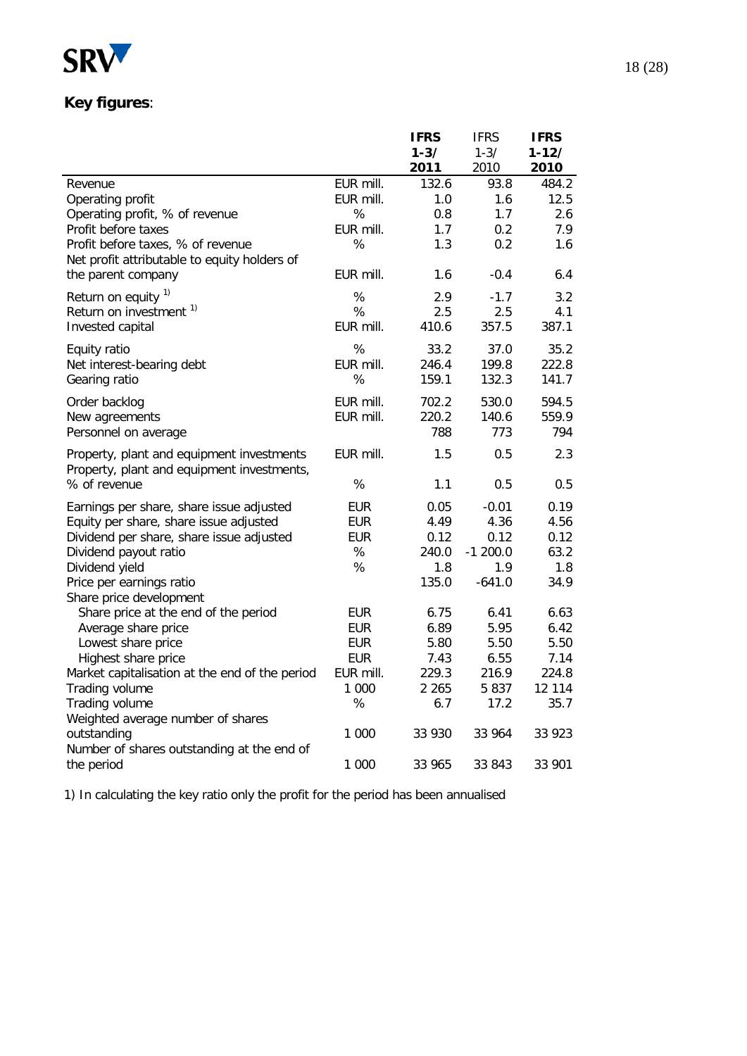**Key figures**:

| | | IFRS 1-3/ 2011 | IFRS 1-3/ 2010 | IFRS 1-12/ 2010 |
|---|---|---|---|---|
| Revenue | EUR mill. | 132.6 | 93.8 | 484.2 |
| Operating profit | EUR mill. | 1.0 | 1.6 | 12.5 |
| Operating profit, % of revenue | % | 0.8 | 1.7 | 2.6 |
| Profit before taxes | EUR mill. | 1.7 | 0.2 | 7.9 |
| Profit before taxes, % of revenue | % | 1.3 | 0.2 | 1.6 |
| Net profit attributable to equity holders of the parent company | EUR mill. | 1.6 | -0.4 | 6.4 |
| Return on equity [1] | % | 2.9 | -1.7 | 3.2 |
| Return on investment [1] | % | 2.5 | 2.5 | 4.1 |
| Invested capital | EUR mill. | 410.6 | 357.5 | 387.1 |
| Equity ratio | % | 33.2 | 37.0 | 35.2 |
| Net interest-bearing debt | EUR mill. | 246.4 | 199.8 | 222.8 |
| Gearing ratio | % | 159.1 | 132.3 | 141.7 |
| Order backlog | EUR mill. | 702.2 | 530.0 | 594.5 |
| New agreements | EUR mill. | 220.2 | 140.6 | 559.9 |
| Personnel on average | | 788 | 773 | 794 |
| Property, plant and equipment investments | EUR mill. | 1.5 | 0.5 | 2.3 |
| Property, plant and equipment investments, % of revenue | % | 1.1 | 0.5 | 0.5 |
| Earnings per share, share issue adjusted | EUR | 0.05 | -0.01 | 0.19 |
| Equity per share, share issue adjusted | EUR | 4.49 | 4.36 | 4.56 |
| Dividend per share, share issue adjusted | EUR | 0.12 | 0.12 | 0.12 |
| Dividend payout ratio | % | 240.0 | -1 200.0 | 63.2 |
| Dividend yield | % | 1.8 | 1.9 | 1.8 |
| Price per earnings ratio | | 135.0 | -641.0 | 34.9 |
| Share price development | | | | |
| Share price at the end of the period | EUR | 6.75 | 6.41 | 6.63 |
| Average share price | EUR | 6.89 | 5.95 | 6.42 |
| Lowest share price | EUR | 5.80 | 5.50 | 5.50 |
| Highest share price | EUR | 7.43 | 6.55 | 7.14 |
| Market capitalisation at the end of the period | EUR mill. | 229.3 | 216.9 | 224.8 |
| Trading volume | 1 000 | 2 265 | 5 837 | 12 114 |
| Trading volume | % | 6.7 | 17.2 | 35.7 |
| Weighted average number of shares outstanding | 1 000 | 33 930 | 33 964 | 33 923 |
| Number of shares outstanding at the end of the period | 1 000 | 33 965 | 33 843 | 33 901 |

1) In calculating the key ratio only the profit for the period has been annualised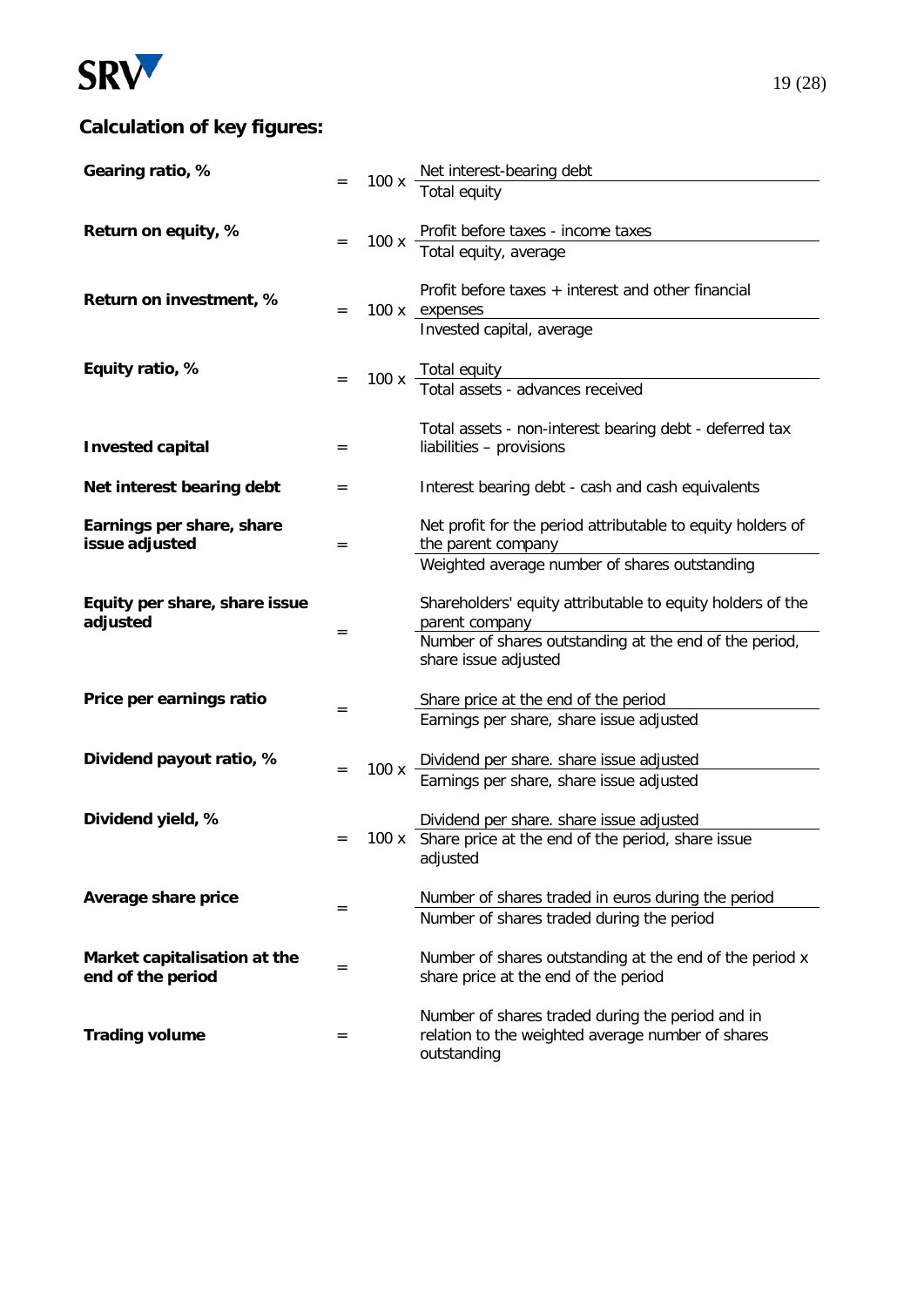## Calculation of key figures:

| | | | |
|---|---|---|---|
| **Gearing ratio, %** | = | 100 x | Net interest-bearing debt / Total equity |
| **Return on equity, %** | = | 100 x | Profit before taxes - income taxes / Total equity, average |
| **Return on investment, %** | = | 100 x | Profit before taxes + interest and other financial expenses / Invested capital, average |
| **Equity ratio, %** | = | 100 x | Total equity / Total assets - advances received |
| **Invested capital** | = | | Total assets - non-interest bearing debt - deferred tax liabilities – provisions |
| **Net interest bearing debt** | = | | Interest bearing debt - cash and cash equivalents |
| **Earnings per share, share issue adjusted** | = | | Net profit for the period attributable to equity holders of the parent company / Weighted average number of shares outstanding |
| **Equity per share, share issue adjusted** | = | | Shareholders' equity attributable to equity holders of the parent company / Number of shares outstanding at the end of the period, share issue adjusted |
| **Price per earnings ratio** | = | | Share price at the end of the period / Earnings per share, share issue adjusted |
| **Dividend payout ratio, %** | = | 100 x | Dividend per share. share issue adjusted / Earnings per share, share issue adjusted |
| **Dividend yield, %** | = | 100 x | Dividend per share. share issue adjusted / Share price at the end of the period, share issue adjusted |
| **Average share price** | = | | Number of shares traded in euros during the period / Number of shares traded during the period |
| **Market capitalisation at the end of the period** | = | | Number of shares outstanding at the end of the period x share price at the end of the period |
| **Trading volume** | = | | Number of shares traded during the period and in relation to the weighted average number of shares outstanding |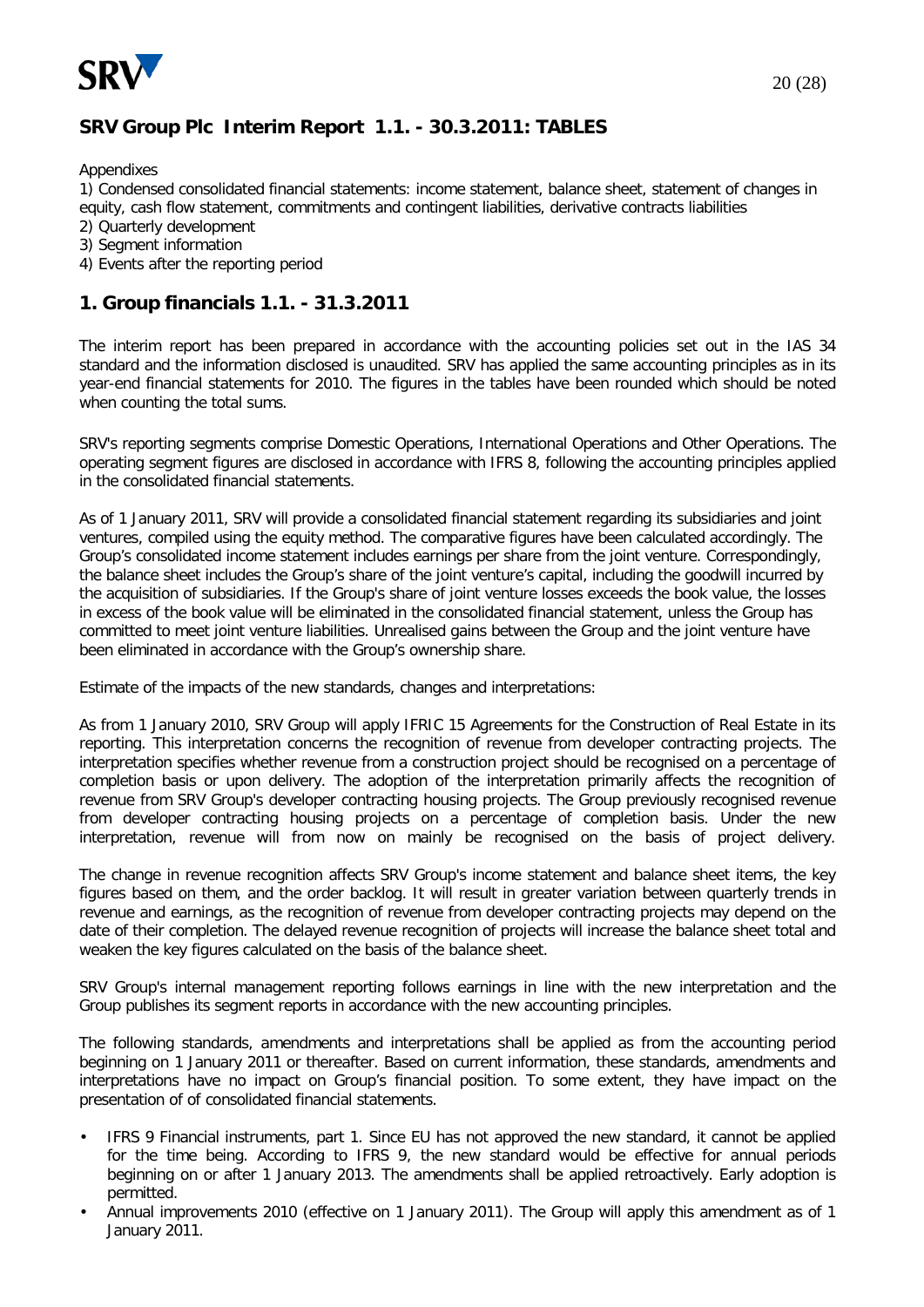## SRV Group Plc Interim Report 1.1. - 30.3.2011: TABLES

Appendixes

1) Condensed consolidated financial statements: income statement, balance sheet, statement of changes in equity, cash flow statement, commitments and contingent liabilities, derivative contracts liabilities
2) Quarterly development
3) Segment information
4) Events after the reporting period

## 1. Group financials 1.1. - 31.3.2011

The interim report has been prepared in accordance with the accounting policies set out in the IAS 34 standard and the information disclosed is unaudited. SRV has applied the same accounting principles as in its year-end financial statements for 2010. The figures in the tables have been rounded which should be noted when counting the total sums.

SRV's reporting segments comprise Domestic Operations, International Operations and Other Operations. The operating segment figures are disclosed in accordance with IFRS 8, following the accounting principles applied in the consolidated financial statements.

As of 1 January 2011, SRV will provide a consolidated financial statement regarding its subsidiaries and joint ventures, compiled using the equity method. The comparative figures have been calculated accordingly. The Group's consolidated income statement includes earnings per share from the joint venture. Correspondingly, the balance sheet includes the Group's share of the joint venture's capital, including the goodwill incurred by the acquisition of subsidiaries. If the Group's share of joint venture losses exceeds the book value, the losses in excess of the book value will be eliminated in the consolidated financial statement, unless the Group has committed to meet joint venture liabilities. Unrealised gains between the Group and the joint venture have been eliminated in accordance with the Group's ownership share.

Estimate of the impacts of the new standards, changes and interpretations:

As from 1 January 2010, SRV Group will apply IFRIC 15 Agreements for the Construction of Real Estate in its reporting. This interpretation concerns the recognition of revenue from developer contracting projects. The interpretation specifies whether revenue from a construction project should be recognised on a percentage of completion basis or upon delivery. The adoption of the interpretation primarily affects the recognition of revenue from SRV Group's developer contracting housing projects. The Group previously recognised revenue from developer contracting housing projects on a percentage of completion basis. Under the new interpretation, revenue will from now on mainly be recognised on the basis of project delivery.

The change in revenue recognition affects SRV Group's income statement and balance sheet items, the key figures based on them, and the order backlog. It will result in greater variation between quarterly trends in revenue and earnings, as the recognition of revenue from developer contracting projects may depend on the date of their completion. The delayed revenue recognition of projects will increase the balance sheet total and weaken the key figures calculated on the basis of the balance sheet.

SRV Group's internal management reporting follows earnings in line with the new interpretation and the Group publishes its segment reports in accordance with the new accounting principles.

The following standards, amendments and interpretations shall be applied as from the accounting period beginning on 1 January 2011 or thereafter. Based on current information, these standards, amendments and interpretations have no impact on Group's financial position. To some extent, they have impact on the presentation of of consolidated financial statements.

- IFRS 9 Financial instruments, part 1. Since EU has not approved the new standard, it cannot be applied for the time being. According to IFRS 9, the new standard would be effective for annual periods beginning on or after 1 January 2013. The amendments shall be applied retroactively. Early adoption is permitted.
- Annual improvements 2010 (effective on 1 January 2011). The Group will apply this amendment as of 1 January 2011.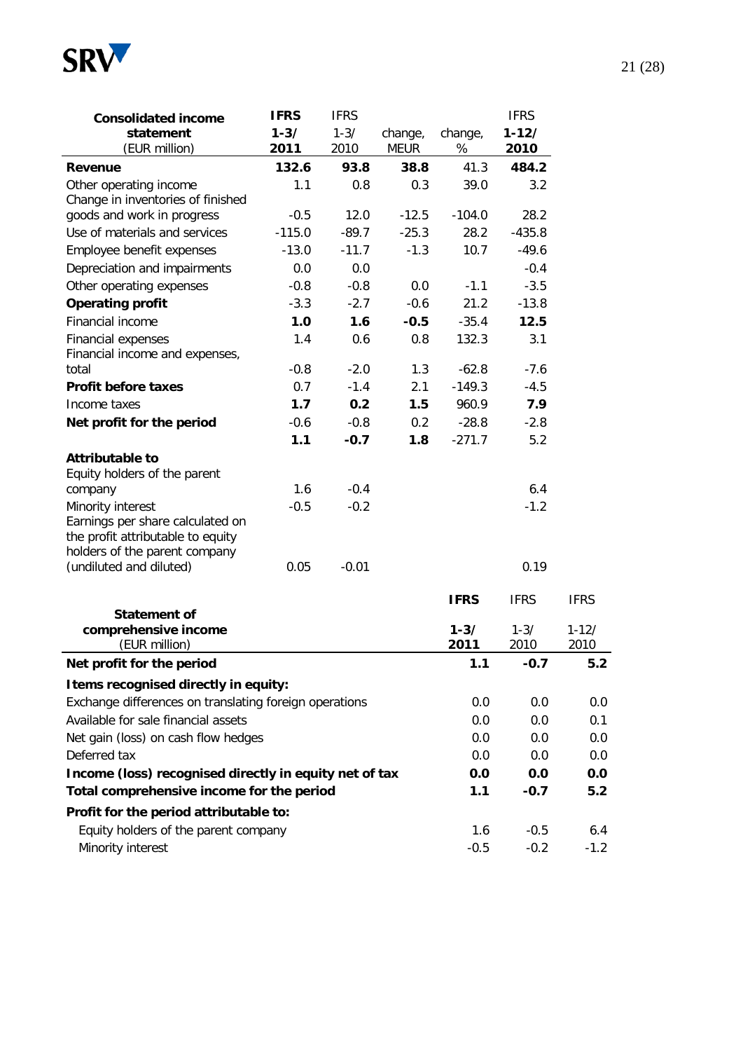| Consolidated income statement (EUR million) | IFRS 1-3/ 2011 | IFRS 1-3/ 2010 | change, MEUR | change, % | IFRS 1-12/ 2010 |
|---|---|---|---|---|---|
| **Revenue** | **132.6** | **93.8** | **38.8** | 41.3 | **484.2** |
| Other operating income | 1.1 | 0.8 | 0.3 | 39.0 | 3.2 |
| Change in inventories of finished goods and work in progress | -0.5 | 12.0 | -12.5 | -104.0 | 28.2 |
| Use of materials and services | -115.0 | -89.7 | -25.3 | 28.2 | -435.8 |
| Employee benefit expenses | -13.0 | -11.7 | -1.3 | 10.7 | -49.6 |
| Depreciation and impairments | 0.0 | 0.0 | | | -0.4 |
| Other operating expenses | -0.8 | -0.8 | 0.0 | -1.1 | -3.5 |
| **Operating profit** | -3.3 | -2.7 | -0.6 | 21.2 | -13.8 |
| Financial income | **1.0** | **1.6** | **-0.5** | -35.4 | **12.5** |
| Financial expenses | 1.4 | 0.6 | 0.8 | 132.3 | 3.1 |
| Financial income and expenses, total | -0.8 | -2.0 | 1.3 | -62.8 | -7.6 |
| **Profit before taxes** | 0.7 | -1.4 | 2.1 | -149.3 | -4.5 |
| Income taxes | **1.7** | **0.2** | **1.5** | 960.9 | **7.9** |
| **Net profit for the period** | -0.6 | -0.8 | 0.2 | -28.8 | -2.8 |
| | **1.1** | **-0.7** | **1.8** | -271.7 | 5.2 |
| **Attributable to** | | | | | |
| Equity holders of the parent company | 1.6 | -0.4 | | | 6.4 |
| Minority interest | -0.5 | -0.2 | | | -1.2 |
| Earnings per share calculated on the profit attributable to equity holders of the parent company (undiluted and diluted) | 0.05 | -0.01 | | | 0.19 |

| Statement of comprehensive income (EUR million) | IFRS 1-3/ 2011 | IFRS 1-3/ 2010 | IFRS 1-12/ 2010 |
|---|---|---|---|
| **Net profit for the period** | **1.1** | **-0.7** | **5.2** |
| **Items recognised directly in equity:** | | | |
| Exchange differences on translating foreign operations | 0.0 | 0.0 | 0.0 |
| Available for sale financial assets | 0.0 | 0.0 | 0.1 |
| Net gain (loss) on cash flow hedges | 0.0 | 0.0 | 0.0 |
| Deferred tax | 0.0 | 0.0 | 0.0 |
| **Income (loss) recognised directly in equity net of tax** | **0.0** | **0.0** | **0.0** |
| **Total comprehensive income for the period** | **1.1** | **-0.7** | **5.2** |
| **Profit for the period attributable to:** | | | |
| Equity holders of the parent company | 1.6 | -0.5 | 6.4 |
| Minority interest | -0.5 | -0.2 | -1.2 |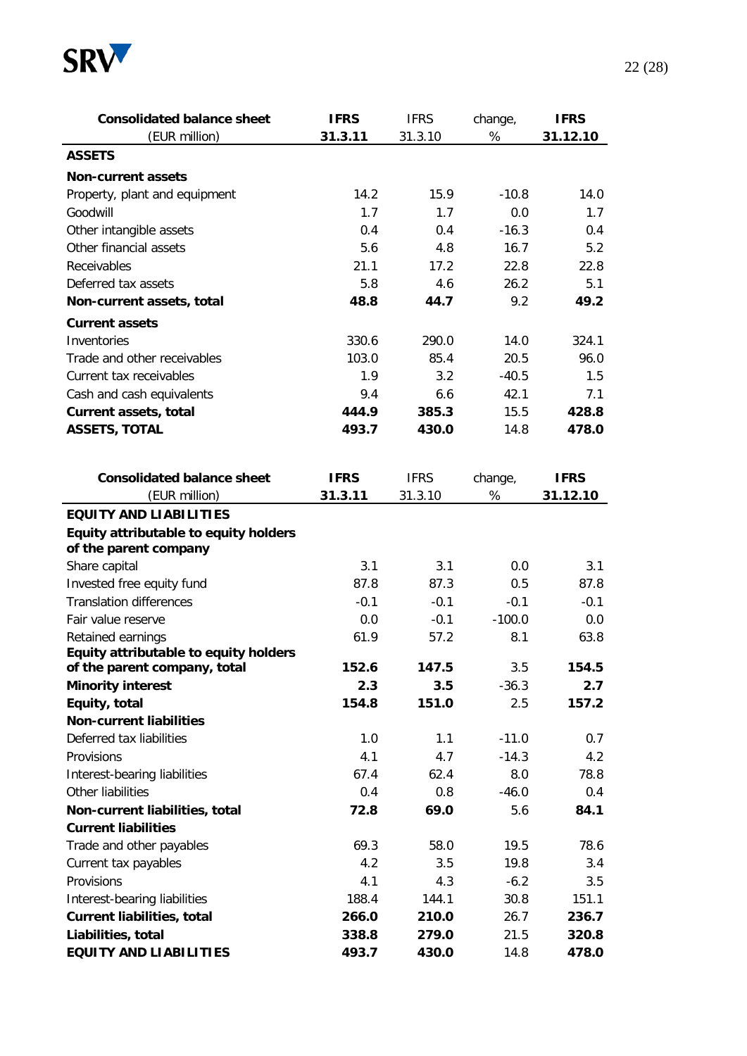| Consolidated balance sheet (EUR million) | IFRS 31.3.11 | IFRS 31.3.10 | change, % | IFRS 31.12.10 |
|---|---|---|---|---|
| **ASSETS** | | | | |
| **Non-current assets** | | | | |
| Property, plant and equipment | 14.2 | 15.9 | -10.8 | 14.0 |
| Goodwill | 1.7 | 1.7 | 0.0 | 1.7 |
| Other intangible assets | 0.4 | 0.4 | -16.3 | 0.4 |
| Other financial assets | 5.6 | 4.8 | 16.7 | 5.2 |
| Receivables | 21.1 | 17.2 | 22.8 | 22.8 |
| Deferred tax assets | 5.8 | 4.6 | 26.2 | 5.1 |
| **Non-current assets, total** | **48.8** | **44.7** | 9.2 | **49.2** |
| **Current assets** | | | | |
| Inventories | 330.6 | 290.0 | 14.0 | 324.1 |
| Trade and other receivables | 103.0 | 85.4 | 20.5 | 96.0 |
| Current tax receivables | 1.9 | 3.2 | -40.5 | 1.5 |
| Cash and cash equivalents | 9.4 | 6.6 | 42.1 | 7.1 |
| **Current assets, total** | **444.9** | **385.3** | 15.5 | **428.8** |
| **ASSETS, TOTAL** | **493.7** | **430.0** | 14.8 | **478.0** |

| Consolidated balance sheet (EUR million) | IFRS 31.3.11 | IFRS 31.3.10 | change, % | IFRS 31.12.10 |
|---|---|---|---|---|
| **EQUITY AND LIABILITIES** | | | | |
| **Equity attributable to equity holders of the parent company** | | | | |
| Share capital | 3.1 | 3.1 | 0.0 | 3.1 |
| Invested free equity fund | 87.8 | 87.3 | 0.5 | 87.8 |
| Translation differences | -0.1 | -0.1 | -0.1 | -0.1 |
| Fair value reserve | 0.0 | -0.1 | -100.0 | 0.0 |
| Retained earnings | 61.9 | 57.2 | 8.1 | 63.8 |
| **Equity attributable to equity holders of the parent company, total** | **152.6** | **147.5** | 3.5 | **154.5** |
| **Minority interest** | **2.3** | **3.5** | -36.3 | **2.7** |
| **Equity, total** | **154.8** | **151.0** | 2.5 | **157.2** |
| **Non-current liabilities** | | | | |
| Deferred tax liabilities | 1.0 | 1.1 | -11.0 | 0.7 |
| Provisions | 4.1 | 4.7 | -14.3 | 4.2 |
| Interest-bearing liabilities | 67.4 | 62.4 | 8.0 | 78.8 |
| Other liabilities | 0.4 | 0.8 | -46.0 | 0.4 |
| **Non-current liabilities, total** | **72.8** | **69.0** | 5.6 | **84.1** |
| **Current liabilities** | | | | |
| Trade and other payables | 69.3 | 58.0 | 19.5 | 78.6 |
| Current tax payables | 4.2 | 3.5 | 19.8 | 3.4 |
| Provisions | 4.1 | 4.3 | -6.2 | 3.5 |
| Interest-bearing liabilities | 188.4 | 144.1 | 30.8 | 151.1 |
| **Current liabilities, total** | **266.0** | **210.0** | 26.7 | **236.7** |
| **Liabilities, total** | **338.8** | **279.0** | 21.5 | **320.8** |
| **EQUITY AND LIABILITIES** | **493.7** | **430.0** | 14.8 | **478.0** |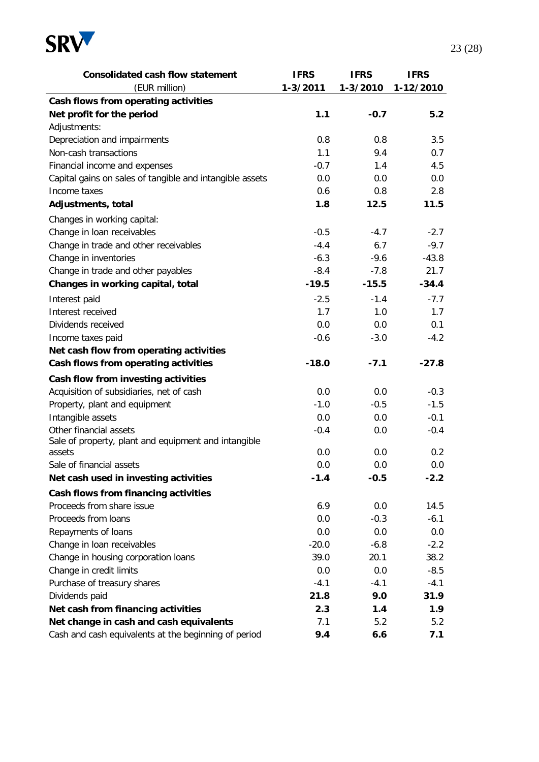| Consolidated cash flow statement | IFRS | IFRS | IFRS |
|---|---|---|---|
| (EUR million) | 1-3/2011 | 1-3/2010 | 1-12/2010 |
| **Cash flows from operating activities** | | | |
| **Net profit for the period** | **1.1** | **-0.7** | **5.2** |
| Adjustments: | | | |
| Depreciation and impairments | 0.8 | 0.8 | 3.5 |
| Non-cash transactions | 1.1 | 9.4 | 0.7 |
| Financial income and expenses | -0.7 | 1.4 | 4.5 |
| Capital gains on sales of tangible and intangible assets | 0.0 | 0.0 | 0.0 |
| Income taxes | 0.6 | 0.8 | 2.8 |
| **Adjustments, total** | **1.8** | **12.5** | **11.5** |
| Changes in working capital: | | | |
| Change in loan receivables | -0.5 | -4.7 | -2.7 |
| Change in trade and other receivables | -4.4 | 6.7 | -9.7 |
| Change in inventories | -6.3 | -9.6 | -43.8 |
| Change in trade and other payables | -8.4 | -7.8 | 21.7 |
| **Changes in working capital, total** | **-19.5** | **-15.5** | **-34.4** |
| Interest paid | -2.5 | -1.4 | -7.7 |
| Interest received | 1.7 | 1.0 | 1.7 |
| Dividends received | 0.0 | 0.0 | 0.1 |
| Income taxes paid | -0.6 | -3.0 | -4.2 |
| **Net cash flow from operating activities** | | | |
| **Cash flows from operating activities** | **-18.0** | **-7.1** | **-27.8** |
| **Cash flow from investing activities** | | | |
| Acquisition of subsidiaries, net of cash | 0.0 | 0.0 | -0.3 |
| Property, plant and equipment | -1.0 | -0.5 | -1.5 |
| Intangible assets | 0.0 | 0.0 | -0.1 |
| Other financial assets | -0.4 | 0.0 | -0.4 |
| Sale of property, plant and equipment and intangible assets | 0.0 | 0.0 | 0.2 |
| Sale of financial assets | 0.0 | 0.0 | 0.0 |
| **Net cash used in investing activities** | **-1.4** | **-0.5** | **-2.2** |
| **Cash flows from financing activities** | | | |
| Proceeds from share issue | 6.9 | 0.0 | 14.5 |
| Proceeds from loans | 0.0 | -0.3 | -6.1 |
| Repayments of loans | 0.0 | 0.0 | 0.0 |
| Change in loan receivables | -20.0 | -6.8 | -2.2 |
| Change in housing corporation loans | 39.0 | 20.1 | 38.2 |
| Change in credit limits | 0.0 | 0.0 | -8.5 |
| Purchase of treasury shares | -4.1 | -4.1 | -4.1 |
| Dividends paid | **21.8** | **9.0** | **31.9** |
| **Net cash from financing activities** | **2.3** | **1.4** | **1.9** |
| **Net change in cash and cash equivalents** | 7.1 | 5.2 | 5.2 |
| Cash and cash equivalents at the beginning of period | **9.4** | **6.6** | **7.1** |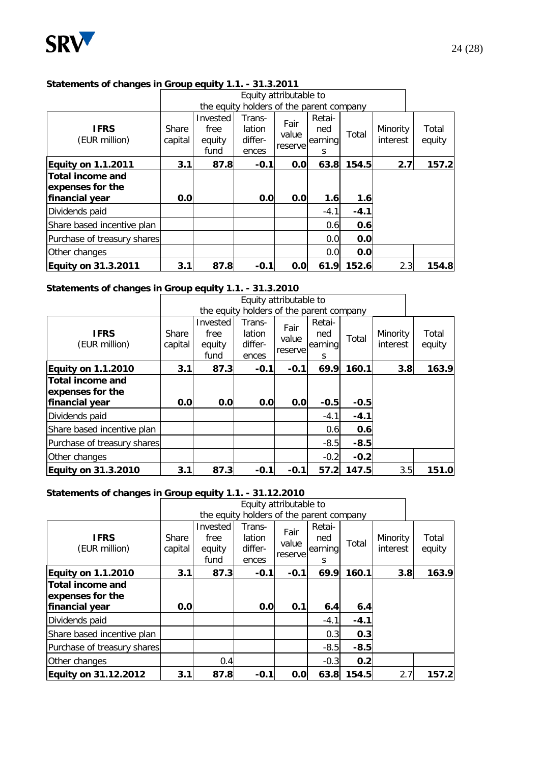**Statements of changes in Group equity 1.1. - 31.3.2011**

| IFRS (EUR million) | Equity attributable to the equity holders of the parent company | | | | | | | |
|---|---|---|---|---|---|---|---|---|
| | Share capital | Invested free equity fund | Trans-lation differ-ences | Fair value reserve | Retai-ned earnings | Total | Minority interest | Total equity |
| **Equity on 1.1.2011** | **3.1** | **87.8** | **-0.1** | **0.0** | **63.8** | **154.5** | **2.7** | **157.2** |
| **Total income and expenses for the financial year** | **0.0** | | **0.0** | **0.0** | **1.6** | **1.6** | | |
| Dividends paid | | | | | -4.1 | **-4.1** | | |
| Share based incentive plan | | | | | 0.6 | **0.6** | | |
| Purchase of treasury shares | | | | | 0.0 | **0.0** | | |
| Other changes | | | | | 0.0 | **0.0** | | |
| **Equity on 31.3.2011** | **3.1** | **87.8** | **-0.1** | **0.0** | **61.9** | **152.6** | 2.3 | **154.8** |

**Statements of changes in Group equity 1.1. - 31.3.2010**

| IFRS (EUR million) | Equity attributable to the equity holders of the parent company | | | | | | | |
|---|---|---|---|---|---|---|---|---|
| | Share capital | Invested free equity fund | Trans-lation differ-ences | Fair value reserve | Retai-ned earnings | Total | Minority interest | Total equity |
| **Equity on 1.1.2010** | **3.1** | **87.3** | **-0.1** | **-0.1** | **69.9** | **160.1** | **3.8** | **163.9** |
| **Total income and expenses for the financial year** | **0.0** | **0.0** | **0.0** | **0.0** | **-0.5** | **-0.5** | | |
| Dividends paid | | | | | -4.1 | **-4.1** | | |
| Share based incentive plan | | | | | 0.6 | **0.6** | | |
| Purchase of treasury shares | | | | | -8.5 | **-8.5** | | |
| Other changes | | | | | -0.2 | **-0.2** | | |
| **Equity on 31.3.2010** | **3.1** | **87.3** | **-0.1** | **-0.1** | **57.2** | **147.5** | 3.5 | **151.0** |

**Statements of changes in Group equity 1.1. - 31.12.2010**

| IFRS (EUR million) | Equity attributable to the equity holders of the parent company | | | | | | | |
|---|---|---|---|---|---|---|---|---|
| | Share capital | Invested free equity fund | Trans-lation differ-ences | Fair value reserve | Retai-ned earnings | Total | Minority interest | Total equity |
| **Equity on 1.1.2010** | **3.1** | **87.3** | **-0.1** | **-0.1** | **69.9** | **160.1** | **3.8** | **163.9** |
| **Total income and expenses for the financial year** | **0.0** | | **0.0** | **0.1** | **6.4** | **6.4** | | |
| Dividends paid | | | | | -4.1 | **-4.1** | | |
| Share based incentive plan | | | | | 0.3 | **0.3** | | |
| Purchase of treasury shares | | | | | -8.5 | **-8.5** | | |
| Other changes | | 0.4 | | | -0.3 | **0.2** | | |
| **Equity on 31.12.2012** | **3.1** | **87.8** | **-0.1** | **0.0** | **63.8** | **154.5** | 2.7 | **157.2** |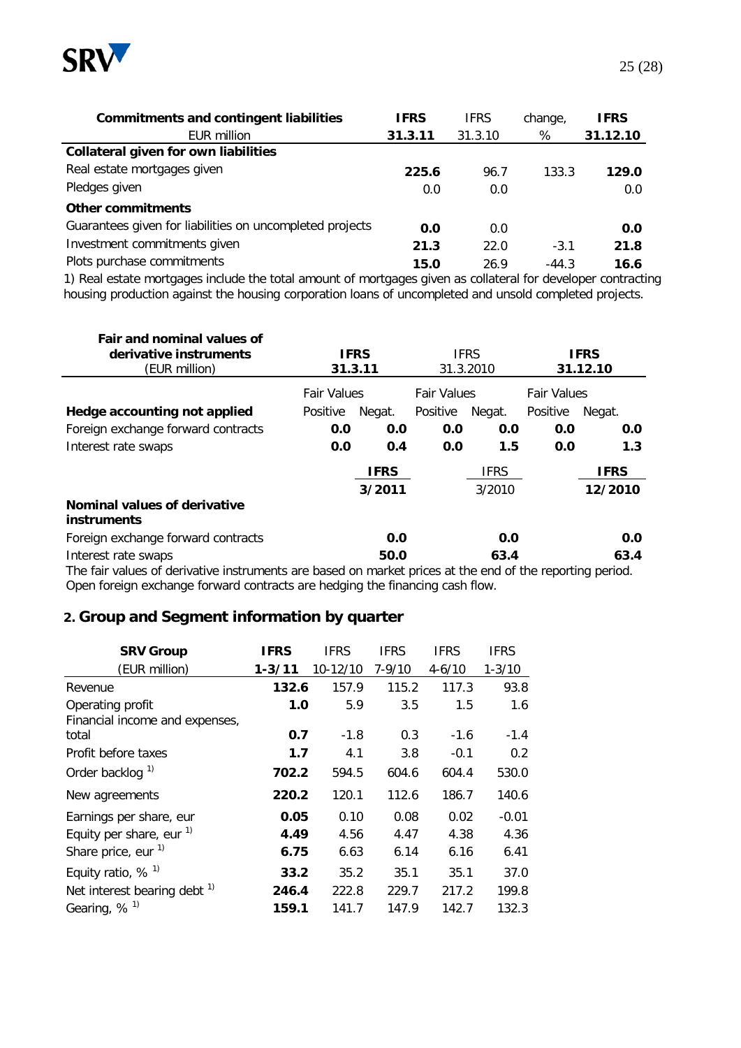| Commitments and contingent liabilities | IFRS | IFRS | change, | IFRS |
|---|---|---|---|---|
| EUR million | 31.3.11 | 31.3.10 | % | 31.12.10 |
| **Collateral given for own liabilities** | | | | |
| Real estate mortgages given | **225.6** | 96.7 | 133.3 | **129.0** |
| Pledges given | 0.0 | 0.0 | | 0.0 |
| **Other commitments** | | | | |
| Guarantees given for liabilities on uncompleted projects | **0.0** | 0.0 | | **0.0** |
| Investment commitments given | **21.3** | 22.0 | -3.1 | **21.8** |
| Plots purchase commitments | **15.0** | 26.9 | -44.3 | **16.6** |

1) Real estate mortgages include the total amount of mortgages given as collateral for developer contracting housing production against the housing corporation loans of uncompleted and unsold completed projects.

| Fair and nominal values of derivative instruments (EUR million) | IFRS 31.3.11 | | IFRS 31.3.2010 | | IFRS 31.12.10 | |
|---|---|---|---|---|---|---|
| | Fair Values | | Fair Values | | Fair Values | |
| **Hedge accounting not applied** | Positive | Negat. | Positive | Negat. | Positive | Negat. |
| Foreign exchange forward contracts | **0.0** | **0.0** | **0.0** | **0.0** | **0.0** | **0.0** |
| Interest rate swaps | **0.0** | **0.4** | **0.0** | **1.5** | **0.0** | **1.3** |

| | IFRS 3/2011 | IFRS 3/2010 | IFRS 12/2010 |
|---|---|---|---|
| **Nominal values of derivative instruments** | | | |
| Foreign exchange forward contracts | **0.0** | **0.0** | **0.0** |
| Interest rate swaps | **50.0** | **63.4** | **63.4** |

The fair values of derivative instruments are based on market prices at the end of the reporting period. Open foreign exchange forward contracts are hedging the financing cash flow.

## 2. Group and Segment information by quarter

| SRV Group (EUR million) | IFRS 1-3/11 | IFRS 10-12/10 | IFRS 7-9/10 | IFRS 4-6/10 | IFRS 1-3/10 |
|---|---|---|---|---|---|
| Revenue | **132.6** | 157.9 | 115.2 | 117.3 | 93.8 |
| Operating profit | **1.0** | 5.9 | 3.5 | 1.5 | 1.6 |
| Financial income and expenses, total | **0.7** | -1.8 | 0.3 | -1.6 | -1.4 |
| Profit before taxes | **1.7** | 4.1 | 3.8 | -0.1 | 0.2 |
| Order backlog [1] | **702.2** | 594.5 | 604.6 | 604.4 | 530.0 |
| New agreements | **220.2** | 120.1 | 112.6 | 186.7 | 140.6 |
| Earnings per share, eur | **0.05** | 0.10 | 0.08 | 0.02 | -0.01 |
| Equity per share, eur [1] | **4.49** | 4.56 | 4.47 | 4.38 | 4.36 |
| Share price, eur [1] | **6.75** | 6.63 | 6.14 | 6.16 | 6.41 |
| Equity ratio, % [1] | **33.2** | 35.2 | 35.1 | 35.1 | 37.0 |
| Net interest bearing debt [1] | **246.4** | 222.8 | 229.7 | 217.2 | 199.8 |
| Gearing, % [1] | **159.1** | 141.7 | 147.9 | 142.7 | 132.3 |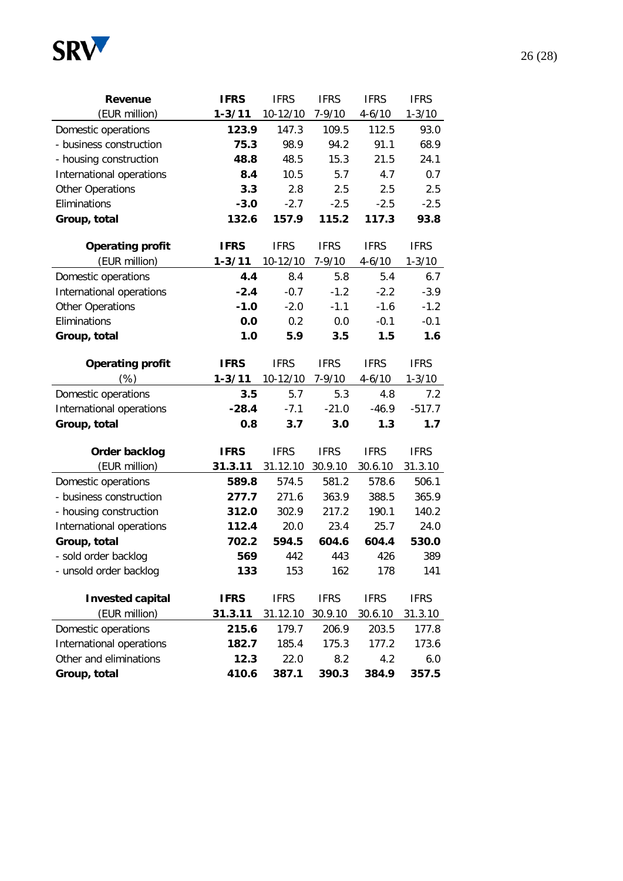| **Revenue** | **IFRS** | IFRS | IFRS | IFRS | IFRS |
|---|---|---|---|---|---|
| (EUR million) | **1-3/11** | 10-12/10 | 7-9/10 | 4-6/10 | 1-3/10 |
| Domestic operations | **123.9** | 147.3 | 109.5 | 112.5 | 93.0 |
| - business construction | **75.3** | 98.9 | 94.2 | 91.1 | 68.9 |
| - housing construction | **48.8** | 48.5 | 15.3 | 21.5 | 24.1 |
| International operations | **8.4** | 10.5 | 5.7 | 4.7 | 0.7 |
| Other Operations | **3.3** | 2.8 | 2.5 | 2.5 | 2.5 |
| Eliminations | **-3.0** | -2.7 | -2.5 | -2.5 | -2.5 |
| **Group, total** | **132.6** | **157.9** | **115.2** | **117.3** | **93.8** |

| **Operating profit** | **IFRS** | IFRS | IFRS | IFRS | IFRS |
|---|---|---|---|---|---|
| (EUR million) | **1-3/11** | 10-12/10 | 7-9/10 | 4-6/10 | 1-3/10 |
| Domestic operations | **4.4** | 8.4 | 5.8 | 5.4 | 6.7 |
| International operations | **-2.4** | -0.7 | -1.2 | -2.2 | -3.9 |
| Other Operations | **-1.0** | -2.0 | -1.1 | -1.6 | -1.2 |
| Eliminations | **0.0** | 0.2 | 0.0 | -0.1 | -0.1 |
| **Group, total** | **1.0** | **5.9** | **3.5** | **1.5** | **1.6** |

| **Operating profit** | **IFRS** | IFRS | IFRS | IFRS | IFRS |
|---|---|---|---|---|---|
| (%) | **1-3/11** | 10-12/10 | 7-9/10 | 4-6/10 | 1-3/10 |
| Domestic operations | **3.5** | 5.7 | 5.3 | 4.8 | 7.2 |
| International operations | **-28.4** | -7.1 | -21.0 | -46.9 | -517.7 |
| **Group, total** | **0.8** | **3.7** | **3.0** | **1.3** | **1.7** |

| **Order backlog** | **IFRS** | IFRS | IFRS | IFRS | IFRS |
|---|---|---|---|---|---|
| (EUR million) | **31.3.11** | 31.12.10 | 30.9.10 | 30.6.10 | 31.3.10 |
| Domestic operations | **589.8** | 574.5 | 581.2 | 578.6 | 506.1 |
| - business construction | **277.7** | 271.6 | 363.9 | 388.5 | 365.9 |
| - housing construction | **312.0** | 302.9 | 217.2 | 190.1 | 140.2 |
| International operations | **112.4** | 20.0 | 23.4 | 25.7 | 24.0 |
| **Group, total** | **702.2** | **594.5** | **604.6** | **604.4** | **530.0** |
| - sold order backlog | **569** | 442 | 443 | 426 | 389 |
| - unsold order backlog | **133** | 153 | 162 | 178 | 141 |

| **Invested capital** | **IFRS** | IFRS | IFRS | IFRS | IFRS |
|---|---|---|---|---|---|
| (EUR million) | **31.3.11** | 31.12.10 | 30.9.10 | 30.6.10 | 31.3.10 |
| Domestic operations | **215.6** | 179.7 | 206.9 | 203.5 | 177.8 |
| International operations | **182.7** | 185.4 | 175.3 | 177.2 | 173.6 |
| Other and eliminations | **12.3** | 22.0 | 8.2 | 4.2 | 6.0 |
| **Group, total** | **410.6** | **387.1** | **390.3** | **384.9** | **357.5** |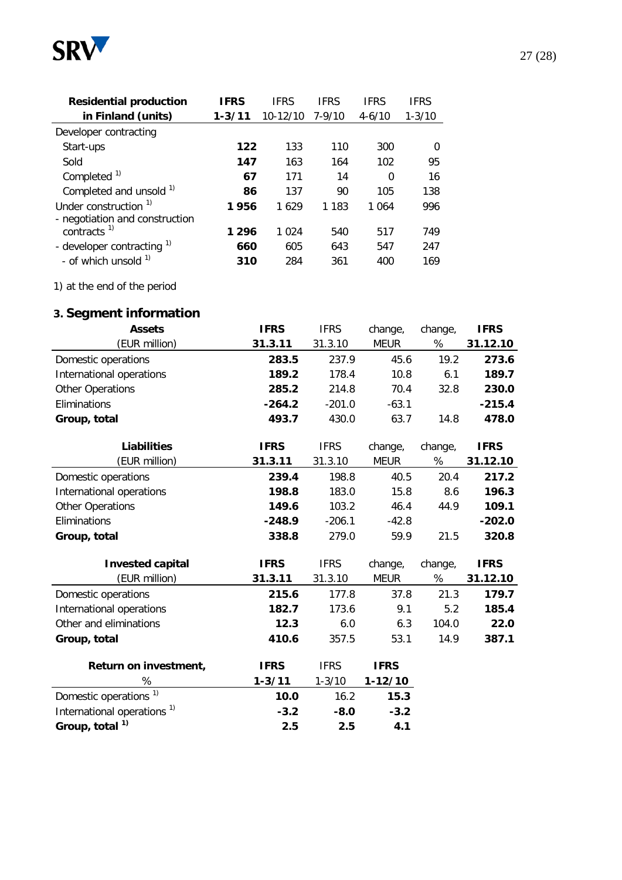| Residential production in Finland (units) | IFRS 1-3/11 | IFRS 10-12/10 | IFRS 7-9/10 | IFRS 4-6/10 | IFRS 1-3/10 |
|---|---|---|---|---|---|
| Developer contracting | | | | | |
| Start-ups | **122** | 133 | 110 | 300 | 0 |
| Sold | **147** | 163 | 164 | 102 | 95 |
| Completed [1] | **67** | 171 | 14 | 0 | 16 |
| Completed and unsold [1] | **86** | 137 | 90 | 105 | 138 |
| Under construction [1] | **1 956** | 1 629 | 1 183 | 1 064 | 996 |
| - negotiation and construction contracts [1] | **1 296** | 1 024 | 540 | 517 | 749 |
| - developer contracting [1] | **660** | 605 | 643 | 547 | 247 |
| - of which unsold [1] | **310** | 284 | 361 | 400 | 169 |

1) at the end of the period

## 3. Segment information

| Assets (EUR million) | IFRS 31.3.11 | IFRS 31.3.10 | change, MEUR | change, % | IFRS 31.12.10 |
|---|---|---|---|---|---|
| Domestic operations | **283.5** | 237.9 | 45.6 | 19.2 | **273.6** |
| International operations | **189.2** | 178.4 | 10.8 | 6.1 | **189.7** |
| Other Operations | **285.2** | 214.8 | 70.4 | 32.8 | **230.0** |
| Eliminations | **-264.2** | -201.0 | -63.1 | | **-215.4** |
| **Group, total** | **493.7** | 430.0 | 63.7 | 14.8 | **478.0** |

| Liabilities (EUR million) | IFRS 31.3.11 | IFRS 31.3.10 | change, MEUR | change, % | IFRS 31.12.10 |
|---|---|---|---|---|---|
| Domestic operations | **239.4** | 198.8 | 40.5 | 20.4 | **217.2** |
| International operations | **198.8** | 183.0 | 15.8 | 8.6 | **196.3** |
| Other Operations | **149.6** | 103.2 | 46.4 | 44.9 | **109.1** |
| Eliminations | **-248.9** | -206.1 | -42.8 | | **-202.0** |
| **Group, total** | **338.8** | 279.0 | 59.9 | 21.5 | **320.8** |

| Invested capital (EUR million) | IFRS 31.3.11 | IFRS 31.3.10 | change, MEUR | change, % | IFRS 31.12.10 |
|---|---|---|---|---|---|
| Domestic operations | **215.6** | 177.8 | 37.8 | 21.3 | **179.7** |
| International operations | **182.7** | 173.6 | 9.1 | 5.2 | **185.4** |
| Other and eliminations | **12.3** | 6.0 | 6.3 | 104.0 | **22.0** |
| **Group, total** | **410.6** | 357.5 | 53.1 | 14.9 | **387.1** |

| Return on investment, % | IFRS 1-3/11 | IFRS 1-3/10 | IFRS 1-12/10 |
|---|---|---|---|
| Domestic operations [1] | **10.0** | 16.2 | **15.3** |
| International operations [1] | **-3.2** | **-8.0** | **-3.2** |
| **Group, total [1]** | **2.5** | **2.5** | **4.1** |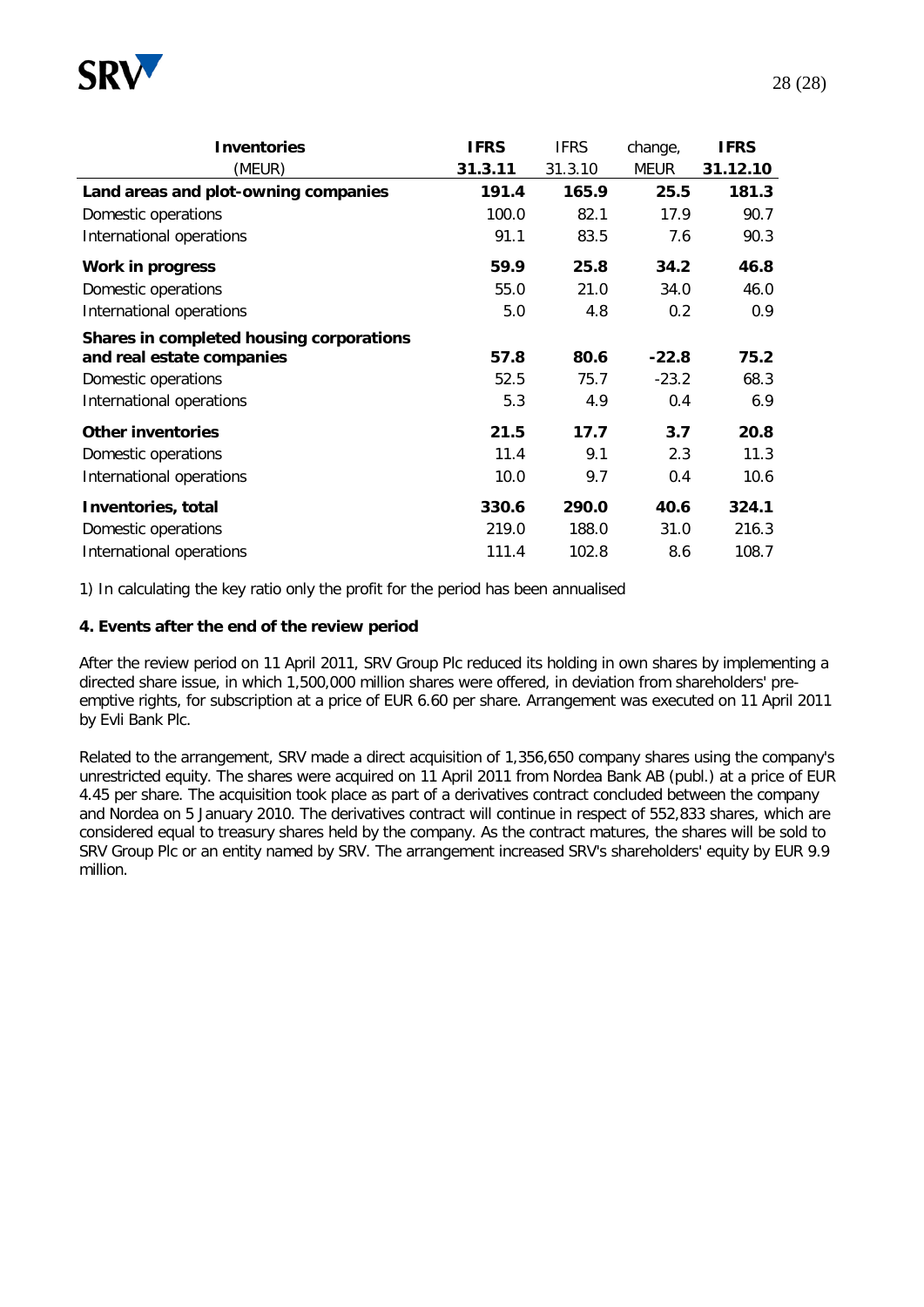| **Inventories** (MEUR) | **IFRS 31.3.11** | IFRS 31.3.10 | change, MEUR | **IFRS 31.12.10** |
|---|---|---|---|---|
| **Land areas and plot-owning companies** | **191.4** | **165.9** | **25.5** | **181.3** |
| Domestic operations | 100.0 | 82.1 | 17.9 | 90.7 |
| International operations | 91.1 | 83.5 | 7.6 | 90.3 |
| **Work in progress** | **59.9** | **25.8** | **34.2** | **46.8** |
| Domestic operations | 55.0 | 21.0 | 34.0 | 46.0 |
| International operations | 5.0 | 4.8 | 0.2 | 0.9 |
| **Shares in completed housing corporations and real estate companies** | **57.8** | **80.6** | **-22.8** | **75.2** |
| Domestic operations | 52.5 | 75.7 | -23.2 | 68.3 |
| International operations | 5.3 | 4.9 | 0.4 | 6.9 |
| **Other inventories** | **21.5** | **17.7** | **3.7** | **20.8** |
| Domestic operations | 11.4 | 9.1 | 2.3 | 11.3 |
| International operations | 10.0 | 9.7 | 0.4 | 10.6 |
| **Inventories, total** | **330.6** | **290.0** | **40.6** | **324.1** |
| Domestic operations | 219.0 | 188.0 | 31.0 | 216.3 |
| International operations | 111.4 | 102.8 | 8.6 | 108.7 |

1) In calculating the key ratio only the profit for the period has been annualised

**4. Events after the end of the review period**

After the review period on 11 April 2011, SRV Group Plc reduced its holding in own shares by implementing a directed share issue, in which 1,500,000 million shares were offered, in deviation from shareholders' pre-emptive rights, for subscription at a price of EUR 6.60 per share. Arrangement was executed on 11 April 2011 by Evli Bank Plc.

Related to the arrangement, SRV made a direct acquisition of 1,356,650 company shares using the company's unrestricted equity. The shares were acquired on 11 April 2011 from Nordea Bank AB (publ.) at a price of EUR 4.45 per share. The acquisition took place as part of a derivatives contract concluded between the company and Nordea on 5 January 2010. The derivatives contract will continue in respect of 552,833 shares, which are considered equal to treasury shares held by the company. As the contract matures, the shares will be sold to SRV Group Plc or an entity named by SRV. The arrangement increased SRV's shareholders' equity by EUR 9.9 million.